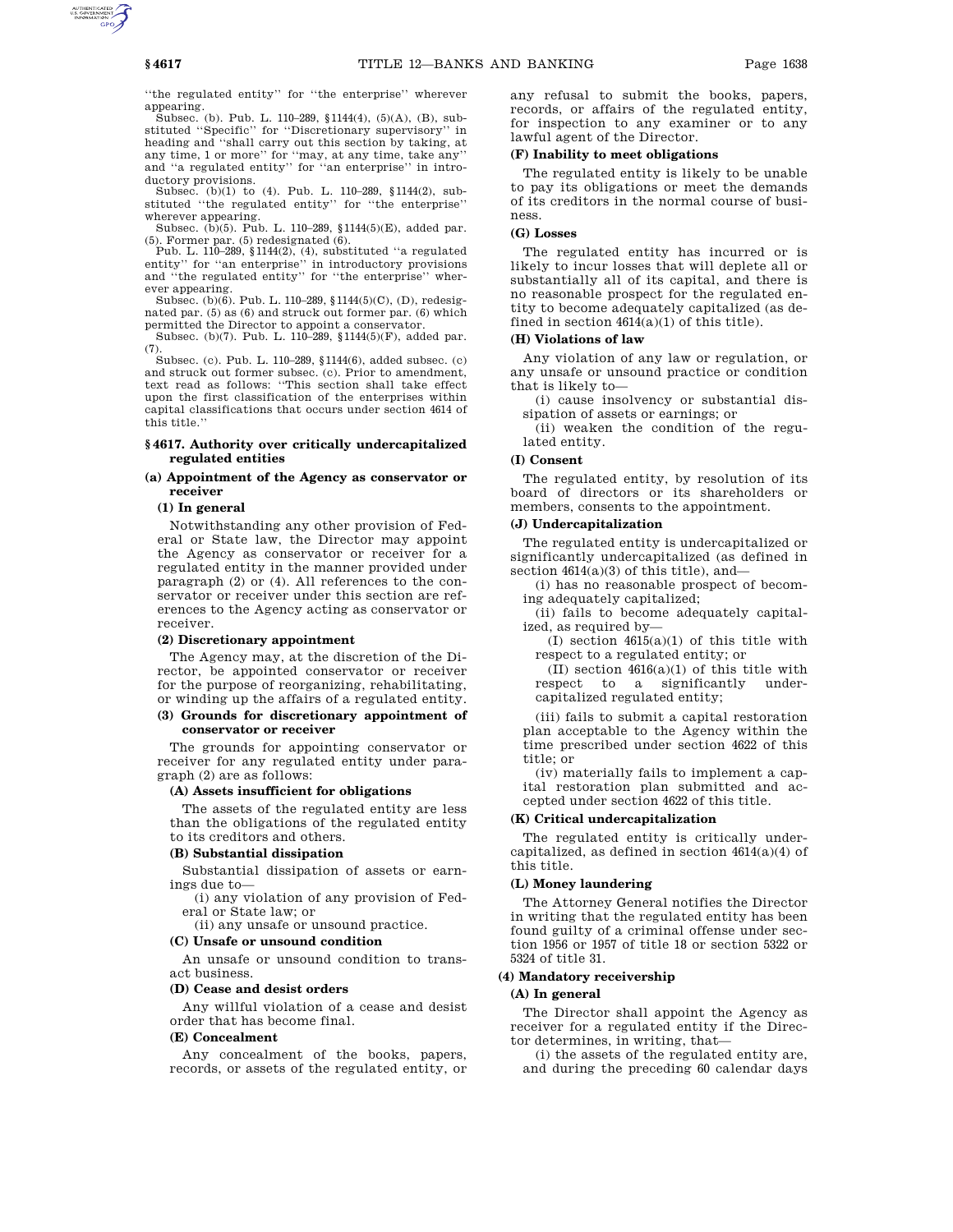''the regulated entity'' for ''the enterprise'' wherever appearing.

Subsec. (b). Pub. L. 110–289, §1144(4), (5)(A), (B), substituted ''Specific'' for ''Discretionary supervisory'' in heading and ''shall carry out this section by taking, at any time, 1 or more'' for ''may, at any time, take any'' and ''a regulated entity'' for ''an enterprise'' in introductory provisions.

Subsec. (b)(1) to (4). Pub. L. 110–289, §1144(2), substituted ''the regulated entity'' for ''the enterprise'' wherever appearing.

Subsec. (b)(5). Pub. L. 110–289, §1144(5)(E), added par. (5). Former par. (5) redesignated (6).

Pub. L. 110–289, §1144(2), (4), substituted ''a regulated entity'' for ''an enterprise'' in introductory provisions and ''the regulated entity'' for ''the enterprise'' wherever appearing.

Subsec. (b)(6). Pub. L. 110–289, §1144(5)(C), (D), redesignated par. (5) as (6) and struck out former par. (6) which permitted the Director to appoint a conservator.

Subsec. (b)(7). Pub. L. 110–289, §1144(5)(F), added par. (7).

Subsec. (c). Pub. L. 110–289, §1144(6), added subsec. (c) and struck out former subsec. (c). Prior to amendment, text read as follows: ''This section shall take effect upon the first classification of the enterprises within capital classifications that occurs under section 4614 of this title.''

## § 4617. Authority over critically undercapitalized regulated entities

### (a) Appointment of the Agency as conservator or receiver

#### (1) In general

Notwithstanding any other provision of Federal or State law, the Director may appoint the Agency as conservator or receiver for a regulated entity in the manner provided under paragraph (2) or (4). All references to the conservator or receiver under this section are references to the Agency acting as conservator or receiver.

#### (2) Discretionary appointment

The Agency may, at the discretion of the Director, be appointed conservator or receiver for the purpose of reorganizing, rehabilitating, or winding up the affairs of a regulated entity.

#### (3) Grounds for discretionary appointment of conservator or receiver

The grounds for appointing conservator or receiver for any regulated entity under paragraph (2) are as follows:

##### (A) Assets insufficient for obligations

The assets of the regulated entity are less than the obligations of the regulated entity to its creditors and others.

##### (B) Substantial dissipation

Substantial dissipation of assets or earnings due to—

(i) any violation of any provision of Federal or State law; or

(ii) any unsafe or unsound practice.

##### (C) Unsafe or unsound condition

An unsafe or unsound condition to transact business.

##### (D) Cease and desist orders

Any willful violation of a cease and desist order that has become final.

##### (E) Concealment

Any concealment of the books, papers, records, or assets of the regulated entity, or any refusal to submit the books, papers, records, or affairs of the regulated entity, for inspection to any examiner or to any lawful agent of the Director.

##### (F) Inability to meet obligations

The regulated entity is likely to be unable to pay its obligations or meet the demands of its creditors in the normal course of business.

##### (G) Losses

The regulated entity has incurred or is likely to incur losses that will deplete all or substantially all of its capital, and there is no reasonable prospect for the regulated entity to become adequately capitalized (as defined in section 4614(a)(1) of this title).

##### (H) Violations of law

Any violation of any law or regulation, or any unsafe or unsound practice or condition that is likely to—

(i) cause insolvency or substantial dissipation of assets or earnings; or

(ii) weaken the condition of the regulated entity.

##### (I) Consent

The regulated entity, by resolution of its board of directors or its shareholders or members, consents to the appointment.

##### (J) Undercapitalization

The regulated entity is undercapitalized or significantly undercapitalized (as defined in section 4614(a)(3) of this title), and—

(i) has no reasonable prospect of becoming adequately capitalized;

(ii) fails to become adequately capitalized, as required by—

(I) section 4615(a)(1) of this title with respect to a regulated entity; or

(II) section 4616(a)(1) of this title with respect to a significantly undercapitalized regulated entity;

(iii) fails to submit a capital restoration plan acceptable to the Agency within the time prescribed under section 4622 of this title; or

(iv) materially fails to implement a capital restoration plan submitted and accepted under section 4622 of this title.

##### (K) Critical undercapitalization

The regulated entity is critically undercapitalized, as defined in section 4614(a)(4) of this title.

##### (L) Money laundering

The Attorney General notifies the Director in writing that the regulated entity has been found guilty of a criminal offense under section 1956 or 1957 of title 18 or section 5322 or 5324 of title 31.

#### (4) Mandatory receivership

##### (A) In general

The Director shall appoint the Agency as receiver for a regulated entity if the Director determines, in writing, that—

(i) the assets of the regulated entity are, and during the preceding 60 calendar days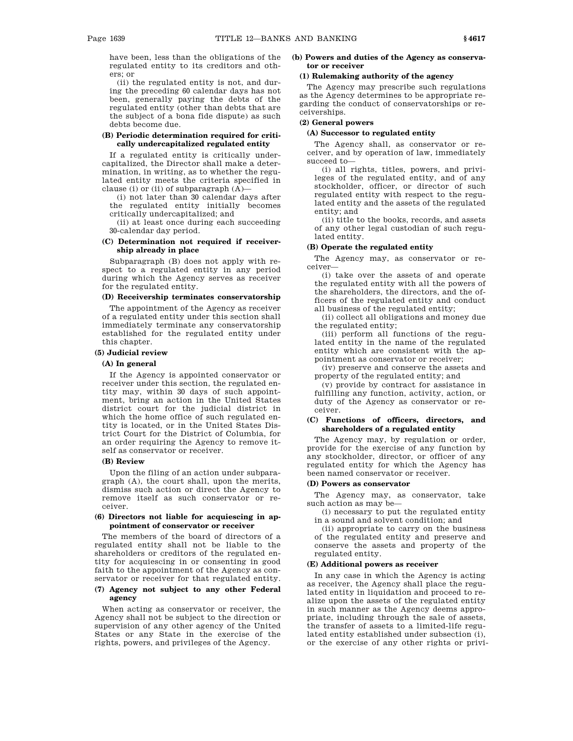have been, less than the obligations of the regulated entity to its creditors and others; or

(ii) the regulated entity is not, and during the preceding 60 calendar days has not been, generally paying the debts of the regulated entity (other than debts that are the subject of a bona fide dispute) as such debts become due.

**(B) Periodic determination required for critically undercapitalized regulated entity**

If a regulated entity is critically undercapitalized, the Director shall make a determination, in writing, as to whether the regulated entity meets the criteria specified in clause (i) or (ii) of subparagraph (A)—

(i) not later than 30 calendar days after the regulated entity initially becomes critically undercapitalized; and

(ii) at least once during each succeeding 30-calendar day period.

**(C) Determination not required if receivership already in place**

Subparagraph (B) does not apply with respect to a regulated entity in any period during which the Agency serves as receiver for the regulated entity.

**(D) Receivership terminates conservatorship**

The appointment of the Agency as receiver of a regulated entity under this section shall immediately terminate any conservatorship established for the regulated entity under this chapter.

**(5) Judicial review**

**(A) In general**

If the Agency is appointed conservator or receiver under this section, the regulated entity may, within 30 days of such appointment, bring an action in the United States district court for the judicial district in which the home office of such regulated entity is located, or in the United States District Court for the District of Columbia, for an order requiring the Agency to remove itself as conservator or receiver.

**(B) Review**

Upon the filing of an action under subparagraph (A), the court shall, upon the merits, dismiss such action or direct the Agency to remove itself as such conservator or receiver.

**(6) Directors not liable for acquiescing in appointment of conservator or receiver**

The members of the board of directors of a regulated entity shall not be liable to the shareholders or creditors of the regulated entity for acquiescing in or consenting in good faith to the appointment of the Agency as conservator or receiver for that regulated entity.

**(7) Agency not subject to any other Federal agency**

When acting as conservator or receiver, the Agency shall not be subject to the direction or supervision of any other agency of the United States or any State in the exercise of the rights, powers, and privileges of the Agency.

**(b) Powers and duties of the Agency as conservator or receiver**

**(1) Rulemaking authority of the agency**

The Agency may prescribe such regulations as the Agency determines to be appropriate regarding the conduct of conservatorships or receiverships.

**(2) General powers**

**(A) Successor to regulated entity**

The Agency shall, as conservator or receiver, and by operation of law, immediately succeed to—

(i) all rights, titles, powers, and privileges of the regulated entity, and of any stockholder, officer, or director of such regulated entity with respect to the regulated entity and the assets of the regulated entity; and

(ii) title to the books, records, and assets of any other legal custodian of such regulated entity.

**(B) Operate the regulated entity**

The Agency may, as conservator or receiver—

(i) take over the assets of and operate the regulated entity with all the powers of the shareholders, the directors, and the officers of the regulated entity and conduct all business of the regulated entity;

(ii) collect all obligations and money due the regulated entity;

(iii) perform all functions of the regulated entity in the name of the regulated entity which are consistent with the appointment as conservator or receiver;

(iv) preserve and conserve the assets and property of the regulated entity; and

(v) provide by contract for assistance in fulfilling any function, activity, action, or duty of the Agency as conservator or receiver.

**(C) Functions of officers, directors, and shareholders of a regulated entity**

The Agency may, by regulation or order, provide for the exercise of any function by any stockholder, director, or officer of any regulated entity for which the Agency has been named conservator or receiver.

**(D) Powers as conservator**

The Agency may, as conservator, take such action as may be—

(i) necessary to put the regulated entity in a sound and solvent condition; and

(ii) appropriate to carry on the business of the regulated entity and preserve and conserve the assets and property of the regulated entity.

**(E) Additional powers as receiver**

In any case in which the Agency is acting as receiver, the Agency shall place the regulated entity in liquidation and proceed to realize upon the assets of the regulated entity in such manner as the Agency deems appropriate, including through the sale of assets, the transfer of assets to a limited-life regulated entity established under subsection (i), or the exercise of any other rights or privi-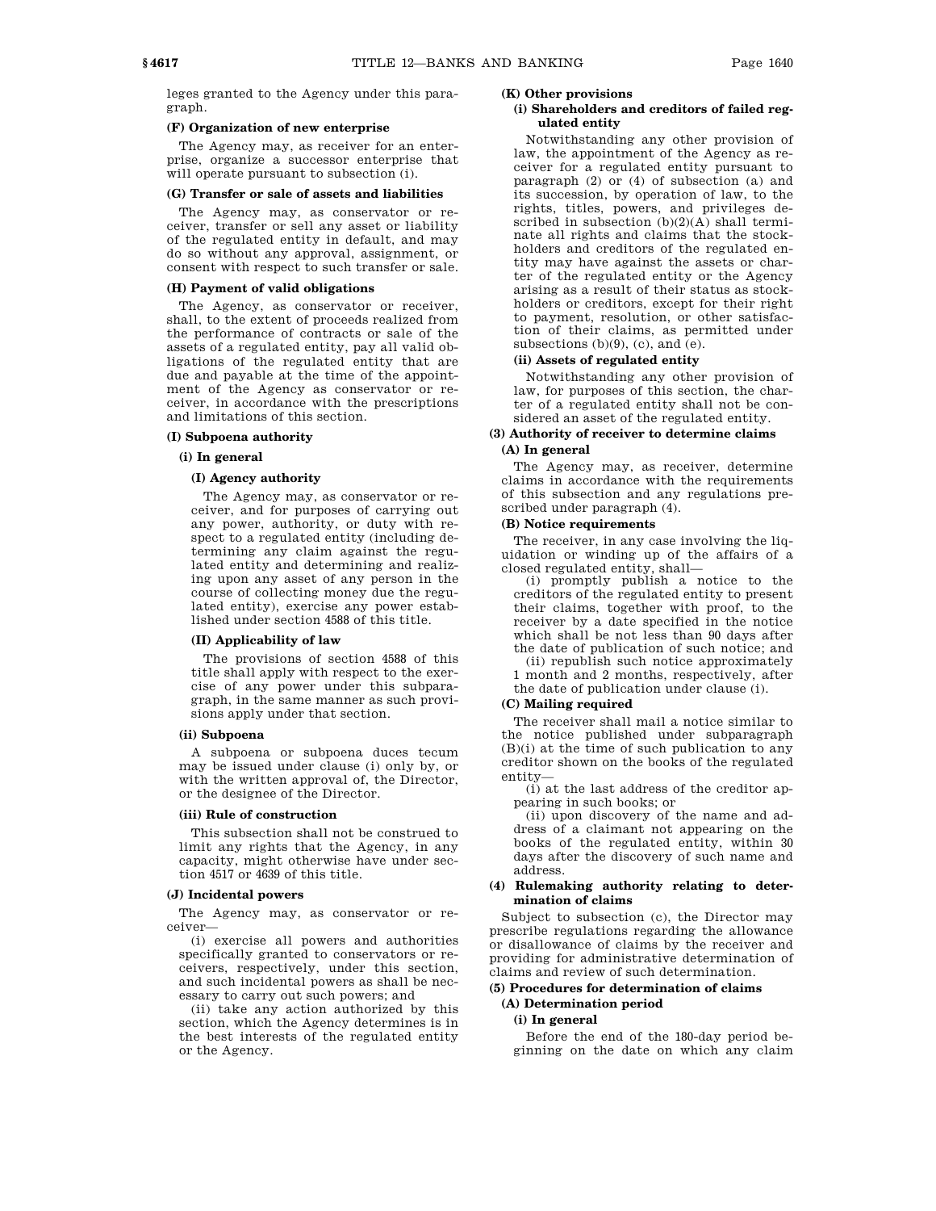leges granted to the Agency under this paragraph.

**(F) Organization of new enterprise**

The Agency may, as receiver for an enterprise, organize a successor enterprise that will operate pursuant to subsection (i).

**(G) Transfer or sale of assets and liabilities**

The Agency may, as conservator or receiver, transfer or sell any asset or liability of the regulated entity in default, and may do so without any approval, assignment, or consent with respect to such transfer or sale.

**(H) Payment of valid obligations**

The Agency, as conservator or receiver, shall, to the extent of proceeds realized from the performance of contracts or sale of the assets of a regulated entity, pay all valid obligations of the regulated entity that are due and payable at the time of the appointment of the Agency as conservator or receiver, in accordance with the prescriptions and limitations of this section.

**(I) Subpoena authority**

**(i) In general**

**(I) Agency authority**

The Agency may, as conservator or receiver, and for purposes of carrying out any power, authority, or duty with respect to a regulated entity (including determining any claim against the regulated entity and determining and realizing upon any asset of any person in the course of collecting money due the regulated entity), exercise any power established under section 4588 of this title.

**(II) Applicability of law**

The provisions of section 4588 of this title shall apply with respect to the exercise of any power under this subparagraph, in the same manner as such provisions apply under that section.

**(ii) Subpoena**

A subpoena or subpoena duces tecum may be issued under clause (i) only by, or with the written approval of, the Director, or the designee of the Director.

**(iii) Rule of construction**

This subsection shall not be construed to limit any rights that the Agency, in any capacity, might otherwise have under section 4517 or 4639 of this title.

**(J) Incidental powers**

The Agency may, as conservator or receiver—

(i) exercise all powers and authorities specifically granted to conservators or receivers, respectively, under this section, and such incidental powers as shall be necessary to carry out such powers; and

(ii) take any action authorized by this section, which the Agency determines is in the best interests of the regulated entity or the Agency.

**(K) Other provisions**

**(i) Shareholders and creditors of failed regulated entity**

Notwithstanding any other provision of law, the appointment of the Agency as receiver for a regulated entity pursuant to paragraph (2) or (4) of subsection (a) and its succession, by operation of law, to the rights, titles, powers, and privileges described in subsection (b)(2)(A) shall terminate all rights and claims that the stockholders and creditors of the regulated entity may have against the assets or charter of the regulated entity or the Agency arising as a result of their status as stockholders or creditors, except for their right to payment, resolution, or other satisfaction of their claims, as permitted under subsections (b)(9), (c), and (e).

**(ii) Assets of regulated entity**

Notwithstanding any other provision of law, for purposes of this section, the charter of a regulated entity shall not be considered an asset of the regulated entity.

**(3) Authority of receiver to determine claims**

**(A) In general**

The Agency may, as receiver, determine claims in accordance with the requirements of this subsection and any regulations prescribed under paragraph (4).

**(B) Notice requirements**

The receiver, in any case involving the liquidation or winding up of the affairs of a closed regulated entity, shall—

(i) promptly publish a notice to the creditors of the regulated entity to present their claims, together with proof, to the receiver by a date specified in the notice which shall be not less than 90 days after the date of publication of such notice; and

(ii) republish such notice approximately 1 month and 2 months, respectively, after the date of publication under clause (i).

**(C) Mailing required**

The receiver shall mail a notice similar to the notice published under subparagraph (B)(i) at the time of such publication to any creditor shown on the books of the regulated entity—

(i) at the last address of the creditor appearing in such books; or

(ii) upon discovery of the name and address of a claimant not appearing on the books of the regulated entity, within 30 days after the discovery of such name and address.

**(4) Rulemaking authority relating to determination of claims**

Subject to subsection (c), the Director may prescribe regulations regarding the allowance or disallowance of claims by the receiver and providing for administrative determination of claims and review of such determination.

**(5) Procedures for determination of claims**

**(A) Determination period**

**(i) In general**

Before the end of the 180-day period beginning on the date on which any claim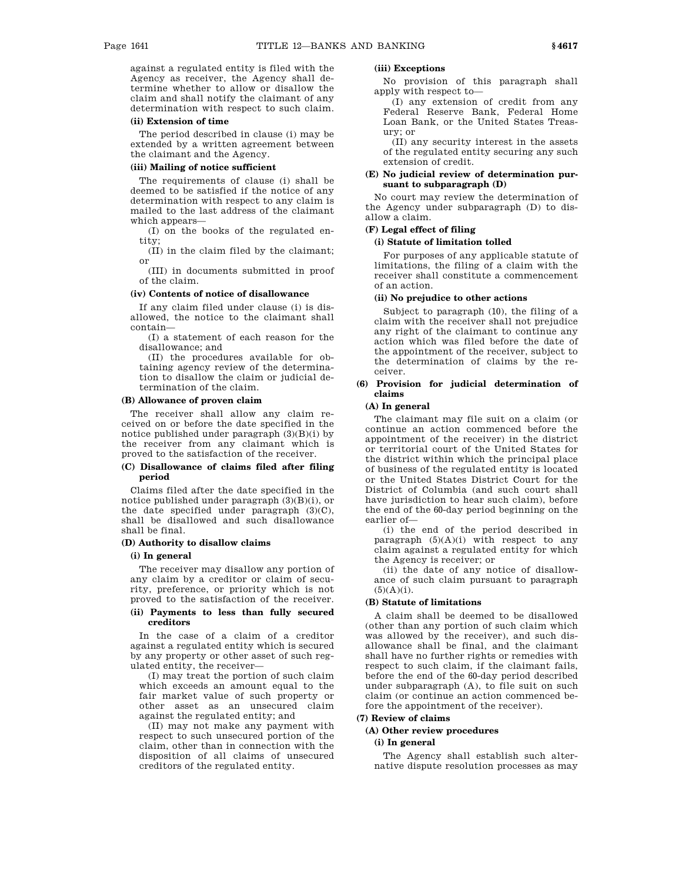against a regulated entity is filed with the Agency as receiver, the Agency shall determine whether to allow or disallow the claim and shall notify the claimant of any determination with respect to such claim.

**(ii) Extension of time**

The period described in clause (i) may be extended by a written agreement between the claimant and the Agency.

**(iii) Mailing of notice sufficient**

The requirements of clause (i) shall be deemed to be satisfied if the notice of any determination with respect to any claim is mailed to the last address of the claimant which appears—

(I) on the books of the regulated entity;

(II) in the claim filed by the claimant; or

(III) in documents submitted in proof of the claim.

**(iv) Contents of notice of disallowance**

If any claim filed under clause (i) is disallowed, the notice to the claimant shall contain—

(I) a statement of each reason for the disallowance; and

(II) the procedures available for obtaining agency review of the determination to disallow the claim or judicial determination of the claim.

**(B) Allowance of proven claim**

The receiver shall allow any claim received on or before the date specified in the notice published under paragraph (3)(B)(i) by the receiver from any claimant which is proved to the satisfaction of the receiver.

**(C) Disallowance of claims filed after filing period**

Claims filed after the date specified in the notice published under paragraph (3)(B)(i), or the date specified under paragraph (3)(C), shall be disallowed and such disallowance shall be final.

**(D) Authority to disallow claims**

**(i) In general**

The receiver may disallow any portion of any claim by a creditor or claim of security, preference, or priority which is not proved to the satisfaction of the receiver.

**(ii) Payments to less than fully secured creditors**

In the case of a claim of a creditor against a regulated entity which is secured by any property or other asset of such regulated entity, the receiver—

(I) may treat the portion of such claim which exceeds an amount equal to the fair market value of such property or other asset as an unsecured claim against the regulated entity; and

(II) may not make any payment with respect to such unsecured portion of the claim, other than in connection with the disposition of all claims of unsecured creditors of the regulated entity.

**(iii) Exceptions**

No provision of this paragraph shall apply with respect to—

(I) any extension of credit from any Federal Reserve Bank, Federal Home Loan Bank, or the United States Treasury; or

(II) any security interest in the assets of the regulated entity securing any such extension of credit.

**(E) No judicial review of determination pursuant to subparagraph (D)**

No court may review the determination of the Agency under subparagraph (D) to disallow a claim.

**(F) Legal effect of filing**

**(i) Statute of limitation tolled**

For purposes of any applicable statute of limitations, the filing of a claim with the receiver shall constitute a commencement of an action.

**(ii) No prejudice to other actions**

Subject to paragraph (10), the filing of a claim with the receiver shall not prejudice any right of the claimant to continue any action which was filed before the date of the appointment of the receiver, subject to the determination of claims by the receiver.

**(6) Provision for judicial determination of claims**

**(A) In general**

The claimant may file suit on a claim (or continue an action commenced before the appointment of the receiver) in the district or territorial court of the United States for the district within which the principal place of business of the regulated entity is located or the United States District Court for the District of Columbia (and such court shall have jurisdiction to hear such claim), before the end of the 60-day period beginning on the earlier of—

(i) the end of the period described in paragraph (5)(A)(i) with respect to any claim against a regulated entity for which the Agency is receiver; or

(ii) the date of any notice of disallowance of such claim pursuant to paragraph (5)(A)(i).

**(B) Statute of limitations**

A claim shall be deemed to be disallowed (other than any portion of such claim which was allowed by the receiver), and such disallowance shall be final, and the claimant shall have no further rights or remedies with respect to such claim, if the claimant fails, before the end of the 60-day period described under subparagraph (A), to file suit on such claim (or continue an action commenced before the appointment of the receiver).

**(7) Review of claims**

**(A) Other review procedures**

**(i) In general**

The Agency shall establish such alternative dispute resolution processes as may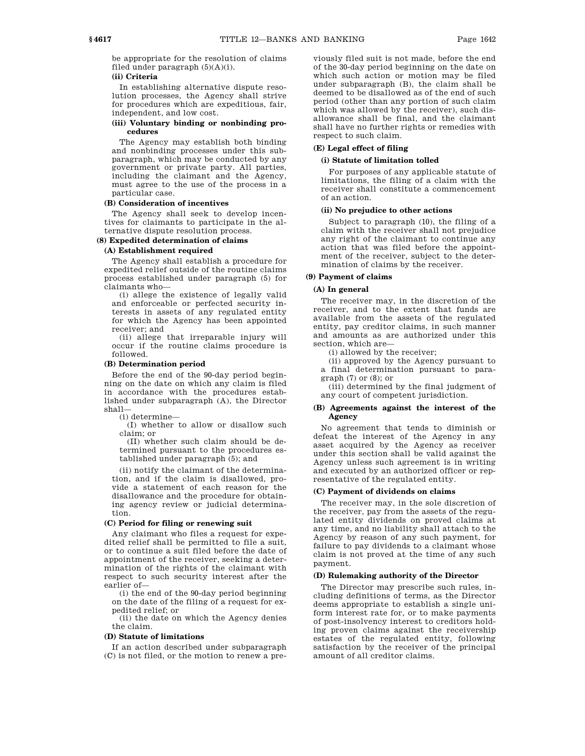be appropriate for the resolution of claims filed under paragraph (5)(A)(i).

**(ii) Criteria**

In establishing alternative dispute resolution processes, the Agency shall strive for procedures which are expeditious, fair, independent, and low cost.

**(iii) Voluntary binding or nonbinding procedures**

The Agency may establish both binding and nonbinding processes under this subparagraph, which may be conducted by any government or private party. All parties, including the claimant and the Agency, must agree to the use of the process in a particular case.

**(B) Consideration of incentives**

The Agency shall seek to develop incentives for claimants to participate in the alternative dispute resolution process.

**(8) Expedited determination of claims**

**(A) Establishment required**

The Agency shall establish a procedure for expedited relief outside of the routine claims process established under paragraph (5) for claimants who—

(i) allege the existence of legally valid and enforceable or perfected security interests in assets of any regulated entity for which the Agency has been appointed receiver; and

(ii) allege that irreparable injury will occur if the routine claims procedure is followed.

**(B) Determination period**

Before the end of the 90-day period beginning on the date on which any claim is filed in accordance with the procedures established under subparagraph (A), the Director shall—

(i) determine—

(I) whether to allow or disallow such claim; or

(II) whether such claim should be determined pursuant to the procedures established under paragraph (5); and

(ii) notify the claimant of the determination, and if the claim is disallowed, provide a statement of each reason for the disallowance and the procedure for obtaining agency review or judicial determination.

**(C) Period for filing or renewing suit**

Any claimant who files a request for expedited relief shall be permitted to file a suit, or to continue a suit filed before the date of appointment of the receiver, seeking a determination of the rights of the claimant with respect to such security interest after the earlier of—

(i) the end of the 90-day period beginning on the date of the filing of a request for expedited relief; or

(ii) the date on which the Agency denies the claim.

**(D) Statute of limitations**

If an action described under subparagraph (C) is not filed, or the motion to renew a previously filed suit is not made, before the end of the 30-day period beginning on the date on which such action or motion may be filed under subparagraph (B), the claim shall be deemed to be disallowed as of the end of such period (other than any portion of such claim which was allowed by the receiver), such disallowance shall be final, and the claimant shall have no further rights or remedies with respect to such claim.

**(E) Legal effect of filing**

**(i) Statute of limitation tolled**

For purposes of any applicable statute of limitations, the filing of a claim with the receiver shall constitute a commencement of an action.

**(ii) No prejudice to other actions**

Subject to paragraph (10), the filing of a claim with the receiver shall not prejudice any right of the claimant to continue any action that was filed before the appointment of the receiver, subject to the determination of claims by the receiver.

**(9) Payment of claims**

**(A) In general**

The receiver may, in the discretion of the receiver, and to the extent that funds are available from the assets of the regulated entity, pay creditor claims, in such manner and amounts as are authorized under this section, which are—

(i) allowed by the receiver;

(ii) approved by the Agency pursuant to a final determination pursuant to paragraph (7) or (8); or

(iii) determined by the final judgment of any court of competent jurisdiction.

**(B) Agreements against the interest of the Agency**

No agreement that tends to diminish or defeat the interest of the Agency in any asset acquired by the Agency as receiver under this section shall be valid against the Agency unless such agreement is in writing and executed by an authorized officer or representative of the regulated entity.

**(C) Payment of dividends on claims**

The receiver may, in the sole discretion of the receiver, pay from the assets of the regulated entity dividends on proved claims at any time, and no liability shall attach to the Agency by reason of any such payment, for failure to pay dividends to a claimant whose claim is not proved at the time of any such payment.

**(D) Rulemaking authority of the Director**

The Director may prescribe such rules, including definitions of terms, as the Director deems appropriate to establish a single uniform interest rate for, or to make payments of post-insolvency interest to creditors holding proven claims against the receivership estates of the regulated entity, following satisfaction by the receiver of the principal amount of all creditor claims.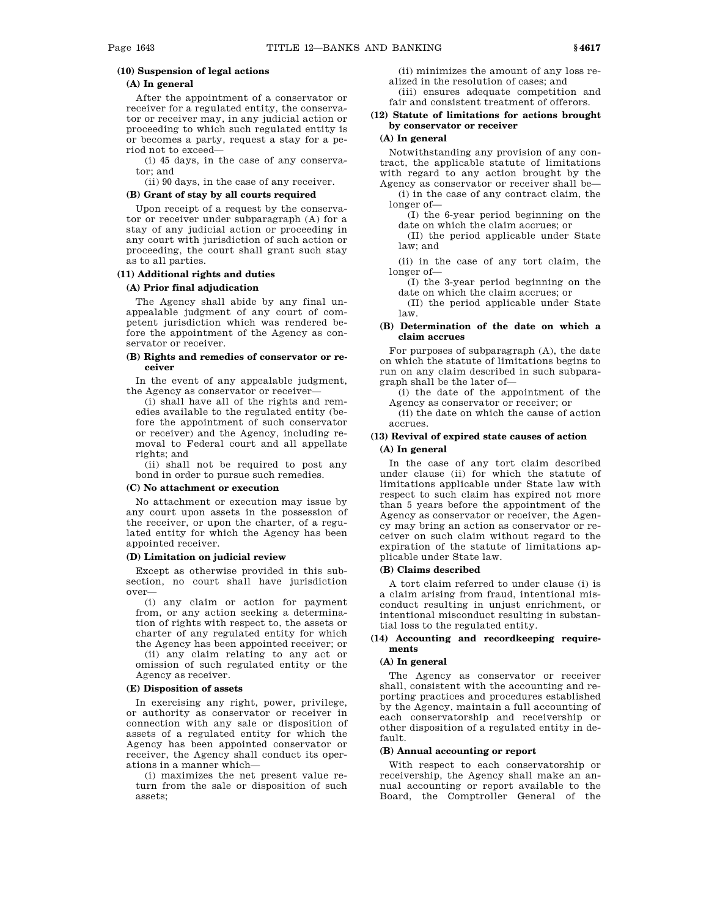**(10) Suspension of legal actions**

**(A) In general**

After the appointment of a conservator or receiver for a regulated entity, the conservator or receiver may, in any judicial action or proceeding to which such regulated entity is or becomes a party, request a stay for a period not to exceed—

(i) 45 days, in the case of any conservator; and

(ii) 90 days, in the case of any receiver.

**(B) Grant of stay by all courts required**

Upon receipt of a request by the conservator or receiver under subparagraph (A) for a stay of any judicial action or proceeding in any court with jurisdiction of such action or proceeding, the court shall grant such stay as to all parties.

**(11) Additional rights and duties**

**(A) Prior final adjudication**

The Agency shall abide by any final unappealable judgment of any court of competent jurisdiction which was rendered before the appointment of the Agency as conservator or receiver.

**(B) Rights and remedies of conservator or receiver**

In the event of any appealable judgment, the Agency as conservator or receiver—

(i) shall have all of the rights and remedies available to the regulated entity (before the appointment of such conservator or receiver) and the Agency, including removal to Federal court and all appellate rights; and

(ii) shall not be required to post any bond in order to pursue such remedies.

**(C) No attachment or execution**

No attachment or execution may issue by any court upon assets in the possession of the receiver, or upon the charter, of a regulated entity for which the Agency has been appointed receiver.

**(D) Limitation on judicial review**

Except as otherwise provided in this subsection, no court shall have jurisdiction over—

(i) any claim or action for payment from, or any action seeking a determination of rights with respect to, the assets or charter of any regulated entity for which the Agency has been appointed receiver; or

(ii) any claim relating to any act or omission of such regulated entity or the Agency as receiver.

**(E) Disposition of assets**

In exercising any right, power, privilege, or authority as conservator or receiver in connection with any sale or disposition of assets of a regulated entity for which the Agency has been appointed conservator or receiver, the Agency shall conduct its operations in a manner which—

(i) maximizes the net present value return from the sale or disposition of such assets;

(ii) minimizes the amount of any loss realized in the resolution of cases; and

(iii) ensures adequate competition and fair and consistent treatment of offerors.

**(12) Statute of limitations for actions brought by conservator or receiver**

**(A) In general**

Notwithstanding any provision of any contract, the applicable statute of limitations with regard to any action brought by the Agency as conservator or receiver shall be—

(i) in the case of any contract claim, the longer of—

(I) the 6-year period beginning on the date on which the claim accrues; or

(II) the period applicable under State law; and

(ii) in the case of any tort claim, the longer of—

(I) the 3-year period beginning on the date on which the claim accrues; or

(II) the period applicable under State law.

**(B) Determination of the date on which a claim accrues**

For purposes of subparagraph (A), the date on which the statute of limitations begins to run on any claim described in such subparagraph shall be the later of—

(i) the date of the appointment of the Agency as conservator or receiver; or

(ii) the date on which the cause of action accrues.

**(13) Revival of expired state causes of action**

**(A) In general**

In the case of any tort claim described under clause (ii) for which the statute of limitations applicable under State law with respect to such claim has expired not more than 5 years before the appointment of the Agency as conservator or receiver, the Agency may bring an action as conservator or receiver on such claim without regard to the expiration of the statute of limitations applicable under State law.

**(B) Claims described**

A tort claim referred to under clause (i) is a claim arising from fraud, intentional misconduct resulting in unjust enrichment, or intentional misconduct resulting in substantial loss to the regulated entity.

**(14) Accounting and recordkeeping requirements**

**(A) In general**

The Agency as conservator or receiver shall, consistent with the accounting and reporting practices and procedures established by the Agency, maintain a full accounting of each conservatorship and receivership or other disposition of a regulated entity in default.

**(B) Annual accounting or report**

With respect to each conservatorship or receivership, the Agency shall make an annual accounting or report available to the Board, the Comptroller General of the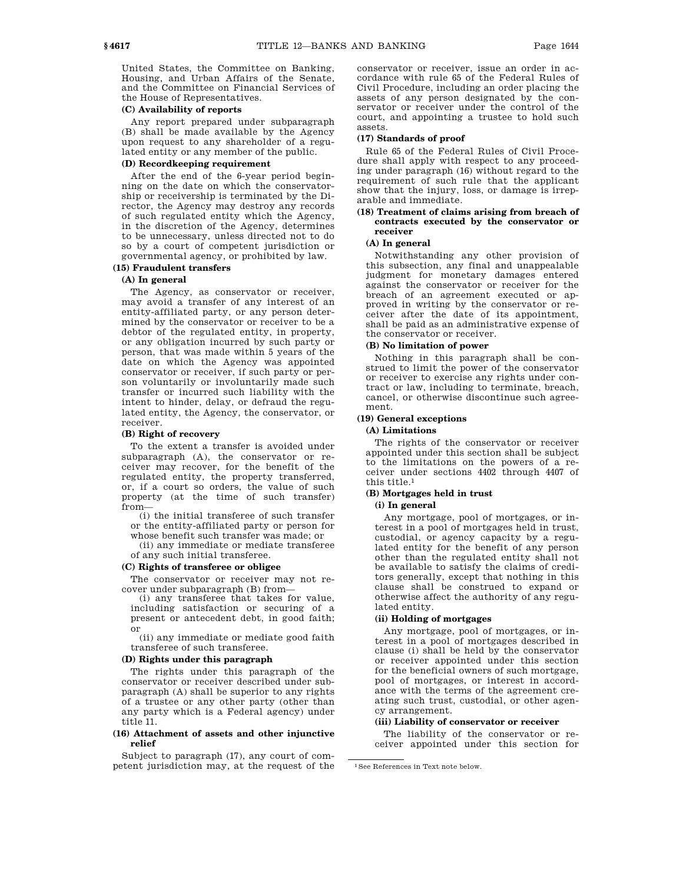United States, the Committee on Banking, Housing, and Urban Affairs of the Senate, and the Committee on Financial Services of the House of Representatives.

**(C) Availability of reports**

Any report prepared under subparagraph (B) shall be made available by the Agency upon request to any shareholder of a regulated entity or any member of the public.

**(D) Recordkeeping requirement**

After the end of the 6-year period beginning on the date on which the conservatorship or receivership is terminated by the Director, the Agency may destroy any records of such regulated entity which the Agency, in the discretion of the Agency, determines to be unnecessary, unless directed not to do so by a court of competent jurisdiction or governmental agency, or prohibited by law.

**(15) Fraudulent transfers**

**(A) In general**

The Agency, as conservator or receiver, may avoid a transfer of any interest of an entity-affiliated party, or any person determined by the conservator or receiver to be a debtor of the regulated entity, in property, or any obligation incurred by such party or person, that was made within 5 years of the date on which the Agency was appointed conservator or receiver, if such party or person voluntarily or involuntarily made such transfer or incurred such liability with the intent to hinder, delay, or defraud the regulated entity, the Agency, the conservator, or receiver.

**(B) Right of recovery**

To the extent a transfer is avoided under subparagraph (A), the conservator or receiver may recover, for the benefit of the regulated entity, the property transferred, or, if a court so orders, the value of such property (at the time of such transfer) from—

(i) the initial transferee of such transfer or the entity-affiliated party or person for whose benefit such transfer was made; or

(ii) any immediate or mediate transferee of any such initial transferee.

**(C) Rights of transferee or obligee**

The conservator or receiver may not recover under subparagraph (B) from—

(i) any transferee that takes for value, including satisfaction or securing of a present or antecedent debt, in good faith; or

(ii) any immediate or mediate good faith transferee of such transferee.

**(D) Rights under this paragraph**

The rights under this paragraph of the conservator or receiver described under subparagraph (A) shall be superior to any rights of a trustee or any other party (other than any party which is a Federal agency) under title 11.

**(16) Attachment of assets and other injunctive relief**

Subject to paragraph (17), any court of competent jurisdiction may, at the request of the conservator or receiver, issue an order in accordance with rule 65 of the Federal Rules of Civil Procedure, including an order placing the assets of any person designated by the conservator or receiver under the control of the court, and appointing a trustee to hold such assets.

**(17) Standards of proof**

Rule 65 of the Federal Rules of Civil Procedure shall apply with respect to any proceeding under paragraph (16) without regard to the requirement of such rule that the applicant show that the injury, loss, or damage is irreparable and immediate.

**(18) Treatment of claims arising from breach of contracts executed by the conservator or receiver**

**(A) In general**

Notwithstanding any other provision of this subsection, any final and unappealable judgment for monetary damages entered against the conservator or receiver for the breach of an agreement executed or approved in writing by the conservator or receiver after the date of its appointment, shall be paid as an administrative expense of the conservator or receiver.

**(B) No limitation of power**

Nothing in this paragraph shall be construed to limit the power of the conservator or receiver to exercise any rights under contract or law, including to terminate, breach, cancel, or otherwise discontinue such agreement.

**(19) General exceptions**

**(A) Limitations**

The rights of the conservator or receiver appointed under this section shall be subject to the limitations on the powers of a receiver under sections 4402 through 4407 of this title.[1]

**(B) Mortgages held in trust**

**(i) In general**

Any mortgage, pool of mortgages, or interest in a pool of mortgages held in trust, custodial, or agency capacity by a regulated entity for the benefit of any person other than the regulated entity shall not be available to satisfy the claims of creditors generally, except that nothing in this clause shall be construed to expand or otherwise affect the authority of any regulated entity.

**(ii) Holding of mortgages**

Any mortgage, pool of mortgages, or interest in a pool of mortgages described in clause (i) shall be held by the conservator or receiver appointed under this section for the beneficial owners of such mortgage, pool of mortgages, or interest in accordance with the terms of the agreement creating such trust, custodial, or other agency arrangement.

**(iii) Liability of conservator or receiver**

The liability of the conservator or receiver appointed under this section for

[1] See References in Text note below.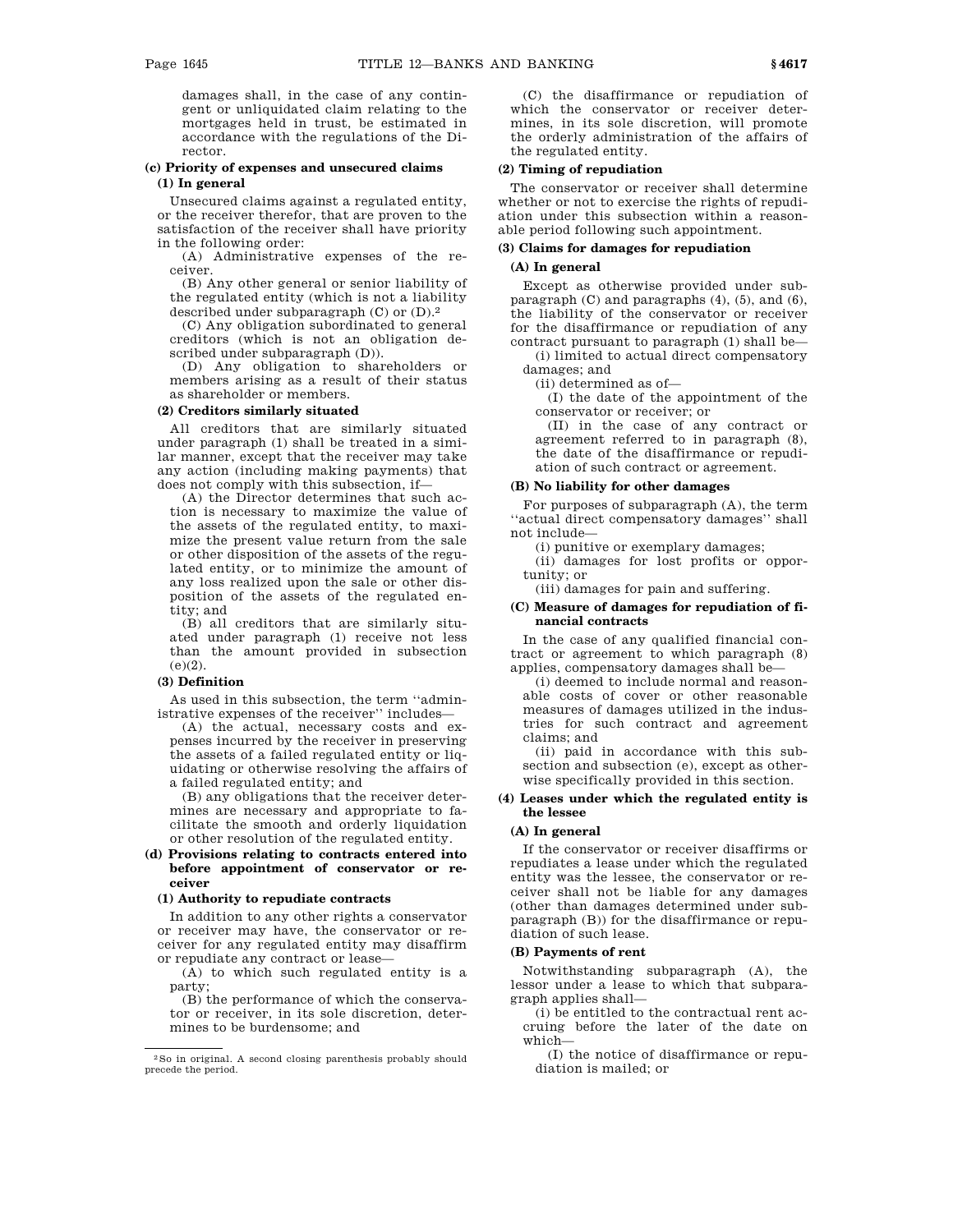damages shall, in the case of any contingent or unliquidated claim relating to the mortgages held in trust, be estimated in accordance with the regulations of the Director.

**(c) Priority of expenses and unsecured claims**

**(1) In general**

Unsecured claims against a regulated entity, or the receiver therefor, that are proven to the satisfaction of the receiver shall have priority in the following order:

(A) Administrative expenses of the receiver.

(B) Any other general or senior liability of the regulated entity (which is not a liability described under subparagraph (C) or (D).[2]

(C) Any obligation subordinated to general creditors (which is not an obligation described under subparagraph (D)).

(D) Any obligation to shareholders or members arising as a result of their status as shareholder or members.

**(2) Creditors similarly situated**

All creditors that are similarly situated under paragraph (1) shall be treated in a similar manner, except that the receiver may take any action (including making payments) that does not comply with this subsection, if—

(A) the Director determines that such action is necessary to maximize the value of the assets of the regulated entity, to maximize the present value return from the sale or other disposition of the assets of the regulated entity, or to minimize the amount of any loss realized upon the sale or other disposition of the assets of the regulated entity; and

(B) all creditors that are similarly situated under paragraph (1) receive not less than the amount provided in subsection (e)(2).

**(3) Definition**

As used in this subsection, the term "administrative expenses of the receiver" includes—

(A) the actual, necessary costs and expenses incurred by the receiver in preserving the assets of a failed regulated entity or liquidating or otherwise resolving the affairs of a failed regulated entity; and

(B) any obligations that the receiver determines are necessary and appropriate to facilitate the smooth and orderly liquidation or other resolution of the regulated entity.

**(d) Provisions relating to contracts entered into before appointment of conservator or receiver**

**(1) Authority to repudiate contracts**

In addition to any other rights a conservator or receiver may have, the conservator or receiver for any regulated entity may disaffirm or repudiate any contract or lease—

(A) to which such regulated entity is a party;

(B) the performance of which the conservator or receiver, in its sole discretion, determines to be burdensome; and

(C) the disaffirmance or repudiation of which the conservator or receiver determines, in its sole discretion, will promote the orderly administration of the affairs of the regulated entity.

**(2) Timing of repudiation**

The conservator or receiver shall determine whether or not to exercise the rights of repudiation under this subsection within a reasonable period following such appointment.

**(3) Claims for damages for repudiation**

**(A) In general**

Except as otherwise provided under subparagraph (C) and paragraphs (4), (5), and (6), the liability of the conservator or receiver for the disaffirmance or repudiation of any contract pursuant to paragraph (1) shall be—

(i) limited to actual direct compensatory damages; and

(ii) determined as of—

(I) the date of the appointment of the conservator or receiver; or

(II) in the case of any contract or agreement referred to in paragraph (8), the date of the disaffirmance or repudiation of such contract or agreement.

**(B) No liability for other damages**

For purposes of subparagraph (A), the term "actual direct compensatory damages" shall not include—

(i) punitive or exemplary damages;

(ii) damages for lost profits or opportunity; or

(iii) damages for pain and suffering.

**(C) Measure of damages for repudiation of financial contracts**

In the case of any qualified financial contract or agreement to which paragraph (8) applies, compensatory damages shall be—

(i) deemed to include normal and reasonable costs of cover or other reasonable measures of damages utilized in the industries for such contract and agreement claims; and

(ii) paid in accordance with this subsection and subsection (e), except as otherwise specifically provided in this section.

**(4) Leases under which the regulated entity is the lessee**

**(A) In general**

If the conservator or receiver disaffirms or repudiates a lease under which the regulated entity was the lessee, the conservator or receiver shall not be liable for any damages (other than damages determined under subparagraph (B)) for the disaffirmance or repudiation of such lease.

**(B) Payments of rent**

Notwithstanding subparagraph (A), the lessor under a lease to which that subparagraph applies shall—

(i) be entitled to the contractual rent accruing before the later of the date on which—

(I) the notice of disaffirmance or repudiation is mailed; or

---

[2] So in original. A second closing parenthesis probably should precede the period.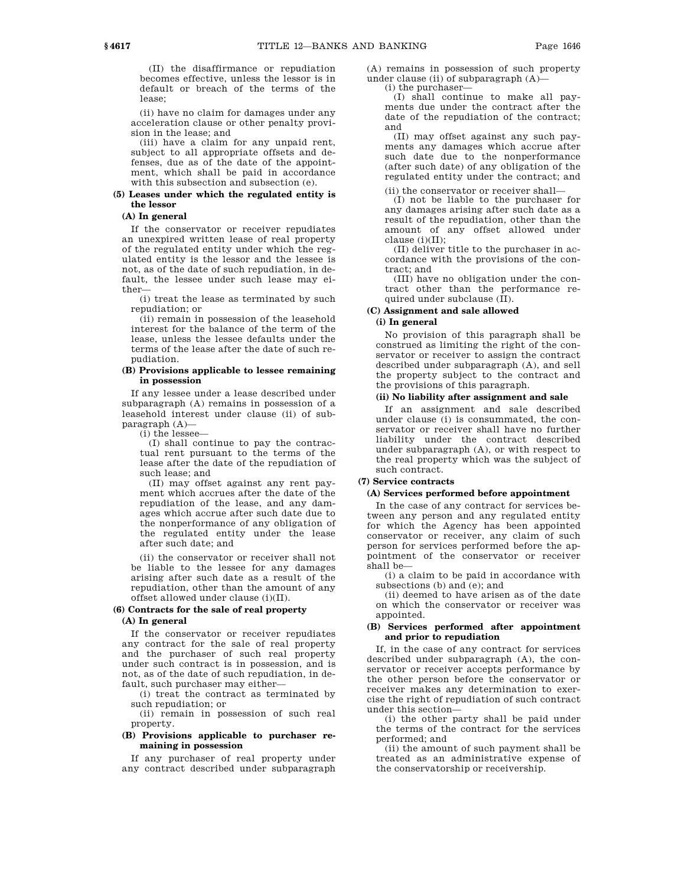(II) the disaffirmance or repudiation becomes effective, unless the lessor is in default or breach of the terms of the lease;

(ii) have no claim for damages under any acceleration clause or other penalty provision in the lease; and

(iii) have a claim for any unpaid rent, subject to all appropriate offsets and defenses, due as of the date of the appointment, which shall be paid in accordance with this subsection and subsection (e).

**(5) Leases under which the regulated entity is the lessor**

**(A) In general**

If the conservator or receiver repudiates an unexpired written lease of real property of the regulated entity under which the regulated entity is the lessor and the lessee is not, as of the date of such repudiation, in default, the lessee under such lease may either—

(i) treat the lease as terminated by such repudiation; or

(ii) remain in possession of the leasehold interest for the balance of the term of the lease, unless the lessee defaults under the terms of the lease after the date of such repudiation.

**(B) Provisions applicable to lessee remaining in possession**

If any lessee under a lease described under subparagraph (A) remains in possession of a leasehold interest under clause (ii) of subparagraph (A)—

(i) the lessee—

(I) shall continue to pay the contractual rent pursuant to the terms of the lease after the date of the repudiation of such lease; and

(II) may offset against any rent payment which accrues after the date of the repudiation of the lease, and any damages which accrue after such date due to the nonperformance of any obligation of the regulated entity under the lease after such date; and

(ii) the conservator or receiver shall not be liable to the lessee for any damages arising after such date as a result of the repudiation, other than the amount of any offset allowed under clause (i)(II).

**(6) Contracts for the sale of real property**

**(A) In general**

If the conservator or receiver repudiates any contract for the sale of real property and the purchaser of such real property under such contract is in possession, and is not, as of the date of such repudiation, in default, such purchaser may either—

(i) treat the contract as terminated by such repudiation; or

(ii) remain in possession of such real property.

**(B) Provisions applicable to purchaser remaining in possession**

If any purchaser of real property under any contract described under subparagraph (A) remains in possession of such property under clause (ii) of subparagraph (A)—

(i) the purchaser—

(I) shall continue to make all payments due under the contract after the date of the repudiation of the contract; and

(II) may offset against any such payments any damages which accrue after such date due to the nonperformance (after such date) of any obligation of the regulated entity under the contract; and

(ii) the conservator or receiver shall—

(I) not be liable to the purchaser for any damages arising after such date as a result of the repudiation, other than the amount of any offset allowed under clause (i)(II);

(II) deliver title to the purchaser in accordance with the provisions of the contract; and

(III) have no obligation under the contract other than the performance required under subclause (II).

**(C) Assignment and sale allowed**

**(i) In general**

No provision of this paragraph shall be construed as limiting the right of the conservator or receiver to assign the contract described under subparagraph (A), and sell the property subject to the contract and the provisions of this paragraph.

**(ii) No liability after assignment and sale**

If an assignment and sale described under clause (i) is consummated, the conservator or receiver shall have no further liability under the contract described under subparagraph (A), or with respect to the real property which was the subject of such contract.

**(7) Service contracts**

**(A) Services performed before appointment**

In the case of any contract for services between any person and any regulated entity for which the Agency has been appointed conservator or receiver, any claim of such person for services performed before the appointment of the conservator or receiver shall be—

(i) a claim to be paid in accordance with subsections (b) and (e); and

(ii) deemed to have arisen as of the date on which the conservator or receiver was appointed.

**(B) Services performed after appointment and prior to repudiation**

If, in the case of any contract for services described under subparagraph (A), the conservator or receiver accepts performance by the other person before the conservator or receiver makes any determination to exercise the right of repudiation of such contract under this section—

(i) the other party shall be paid under the terms of the contract for the services performed; and

(ii) the amount of such payment shall be treated as an administrative expense of the conservatorship or receivership.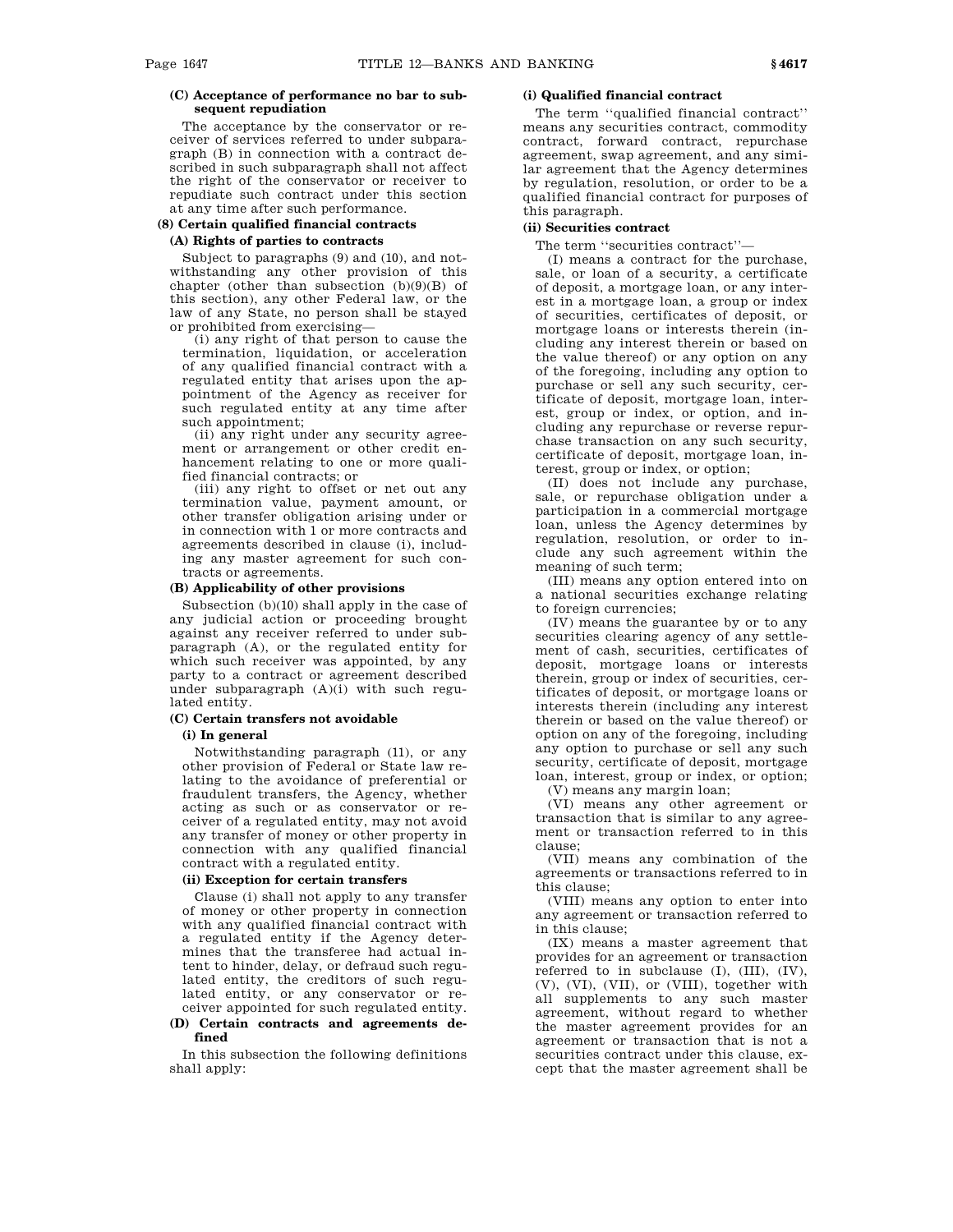**(C) Acceptance of performance no bar to subsequent repudiation**

The acceptance by the conservator or receiver of services referred to under subparagraph (B) in connection with a contract described in such subparagraph shall not affect the right of the conservator or receiver to repudiate such contract under this section at any time after such performance.

**(8) Certain qualified financial contracts**

**(A) Rights of parties to contracts**

Subject to paragraphs (9) and (10), and notwithstanding any other provision of this chapter (other than subsection (b)(9)(B) of this section), any other Federal law, or the law of any State, no person shall be stayed or prohibited from exercising—

(i) any right of that person to cause the termination, liquidation, or acceleration of any qualified financial contract with a regulated entity that arises upon the appointment of the Agency as receiver for such regulated entity at any time after such appointment;

(ii) any right under any security agreement or arrangement or other credit enhancement relating to one or more qualified financial contracts; or

(iii) any right to offset or net out any termination value, payment amount, or other transfer obligation arising under or in connection with 1 or more contracts and agreements described in clause (i), including any master agreement for such contracts or agreements.

**(B) Applicability of other provisions**

Subsection (b)(10) shall apply in the case of any judicial action or proceeding brought against any receiver referred to under subparagraph (A), or the regulated entity for which such receiver was appointed, by any party to a contract or agreement described under subparagraph (A)(i) with such regulated entity.

**(C) Certain transfers not avoidable**

**(i) In general**

Notwithstanding paragraph (11), or any other provision of Federal or State law relating to the avoidance of preferential or fraudulent transfers, the Agency, whether acting as such or as conservator or receiver of a regulated entity, may not avoid any transfer of money or other property in connection with any qualified financial contract with a regulated entity.

**(ii) Exception for certain transfers**

Clause (i) shall not apply to any transfer of money or other property in connection with any qualified financial contract with a regulated entity if the Agency determines that the transferee had actual intent to hinder, delay, or defraud such regulated entity, the creditors of such regulated entity, or any conservator or receiver appointed for such regulated entity.

**(D) Certain contracts and agreements defined**

In this subsection the following definitions shall apply:

**(i) Qualified financial contract**

The term ''qualified financial contract'' means any securities contract, commodity contract, forward contract, repurchase agreement, swap agreement, and any similar agreement that the Agency determines by regulation, resolution, or order to be a qualified financial contract for purposes of this paragraph.

**(ii) Securities contract**

The term ''securities contract''—

(I) means a contract for the purchase, sale, or loan of a security, a certificate of deposit, a mortgage loan, or any interest in a mortgage loan, a group or index of securities, certificates of deposit, or mortgage loans or interests therein (including any interest therein or based on the value thereof) or any option on any of the foregoing, including any option to purchase or sell any such security, certificate of deposit, mortgage loan, interest, group or index, or option, and including any repurchase or reverse repurchase transaction on any such security, certificate of deposit, mortgage loan, interest, group or index, or option;

(II) does not include any purchase, sale, or repurchase obligation under a participation in a commercial mortgage loan, unless the Agency determines by regulation, resolution, or order to include any such agreement within the meaning of such term;

(III) means any option entered into on a national securities exchange relating to foreign currencies;

(IV) means the guarantee by or to any securities clearing agency of any settlement of cash, securities, certificates of deposit, mortgage loans or interests therein, group or index of securities, certificates of deposit, or mortgage loans or interests therein (including any interest therein or based on the value thereof) or option on any of the foregoing, including any option to purchase or sell any such security, certificate of deposit, mortgage loan, interest, group or index, or option;

(V) means any margin loan;

(VI) means any other agreement or transaction that is similar to any agreement or transaction referred to in this clause;

(VII) means any combination of the agreements or transactions referred to in this clause;

(VIII) means any option to enter into any agreement or transaction referred to in this clause;

(IX) means a master agreement that provides for an agreement or transaction referred to in subclause (I), (III), (IV), (V), (VI), (VII), or (VIII), together with all supplements to any such master agreement, without regard to whether the master agreement provides for an agreement or transaction that is not a securities contract under this clause, except that the master agreement shall be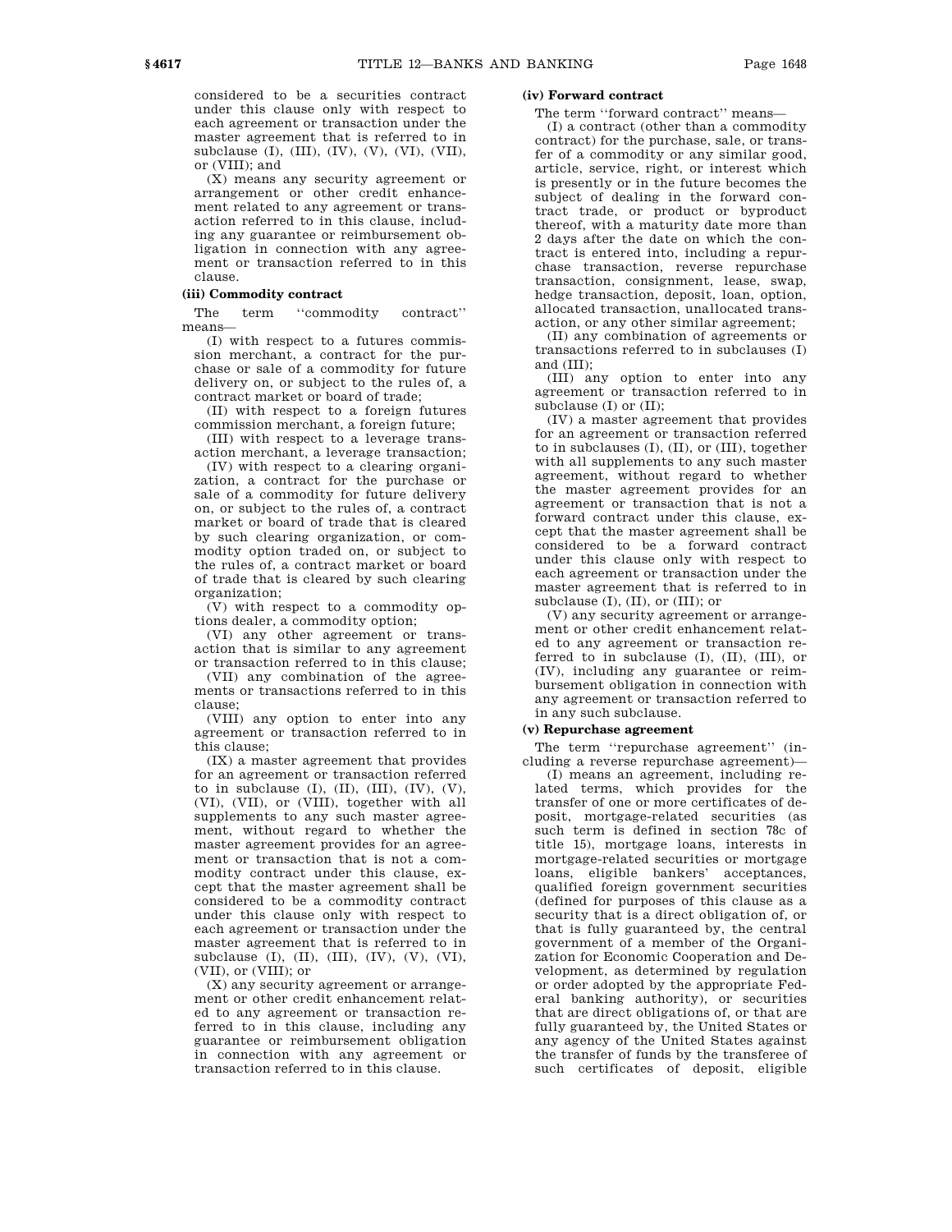considered to be a securities contract under this clause only with respect to each agreement or transaction under the master agreement that is referred to in subclause (I), (III), (IV), (V), (VI), (VII), or (VIII); and

(X) means any security agreement or arrangement or other credit enhancement related to any agreement or transaction referred to in this clause, including any guarantee or reimbursement obligation in connection with any agreement or transaction referred to in this clause.

**(iii) Commodity contract**

The term ''commodity contract'' means—

(I) with respect to a futures commission merchant, a contract for the purchase or sale of a commodity for future delivery on, or subject to the rules of, a contract market or board of trade;

(II) with respect to a foreign futures commission merchant, a foreign future;

(III) with respect to a leverage transaction merchant, a leverage transaction;

(IV) with respect to a clearing organization, a contract for the purchase or sale of a commodity for future delivery on, or subject to the rules of, a contract market or board of trade that is cleared by such clearing organization, or commodity option traded on, or subject to the rules of, a contract market or board of trade that is cleared by such clearing organization;

(V) with respect to a commodity options dealer, a commodity option;

(VI) any other agreement or transaction that is similar to any agreement or transaction referred to in this clause;

(VII) any combination of the agreements or transactions referred to in this clause;

(VIII) any option to enter into any agreement or transaction referred to in this clause;

(IX) a master agreement that provides for an agreement or transaction referred to in subclause (I), (II), (III), (IV), (V), (VI), (VII), or (VIII), together with all supplements to any such master agreement, without regard to whether the master agreement provides for an agreement or transaction that is not a commodity contract under this clause, except that the master agreement shall be considered to be a commodity contract under this clause only with respect to each agreement or transaction under the master agreement that is referred to in subclause (I), (II), (III), (IV), (V), (VI), (VII), or (VIII); or

(X) any security agreement or arrangement or other credit enhancement related to any agreement or transaction referred to in this clause, including any guarantee or reimbursement obligation in connection with any agreement or transaction referred to in this clause.

**(iv) Forward contract**

The term ''forward contract'' means—

(I) a contract (other than a commodity contract) for the purchase, sale, or transfer of a commodity or any similar good, article, service, right, or interest which is presently or in the future becomes the subject of dealing in the forward contract trade, or product or byproduct thereof, with a maturity date more than 2 days after the date on which the contract is entered into, including a repurchase transaction, reverse repurchase transaction, consignment, lease, swap, hedge transaction, deposit, loan, option, allocated transaction, unallocated transaction, or any other similar agreement;

(II) any combination of agreements or transactions referred to in subclauses (I) and (III);

(III) any option to enter into any agreement or transaction referred to in subclause (I) or (II);

(IV) a master agreement that provides for an agreement or transaction referred to in subclauses (I), (II), or (III), together with all supplements to any such master agreement, without regard to whether the master agreement provides for an agreement or transaction that is not a forward contract under this clause, except that the master agreement shall be considered to be a forward contract under this clause only with respect to each agreement or transaction under the master agreement that is referred to in subclause (I), (II), or (III); or

(V) any security agreement or arrangement or other credit enhancement related to any agreement or transaction referred to in subclause (I), (II), (III), or (IV), including any guarantee or reimbursement obligation in connection with any agreement or transaction referred to in any such subclause.

**(v) Repurchase agreement**

The term ''repurchase agreement'' (including a reverse repurchase agreement)—

(I) means an agreement, including related terms, which provides for the transfer of one or more certificates of deposit, mortgage-related securities (as such term is defined in section 78c of title 15), mortgage loans, interests in mortgage-related securities or mortgage loans, eligible bankers' acceptances, qualified foreign government securities (defined for purposes of this clause as a security that is a direct obligation of, or that is fully guaranteed by, the central government of a member of the Organization for Economic Cooperation and Development, as determined by regulation or order adopted by the appropriate Federal banking authority), or securities that are direct obligations of, or that are fully guaranteed by, the United States or any agency of the United States against the transfer of funds by the transferee of such certificates of deposit, eligible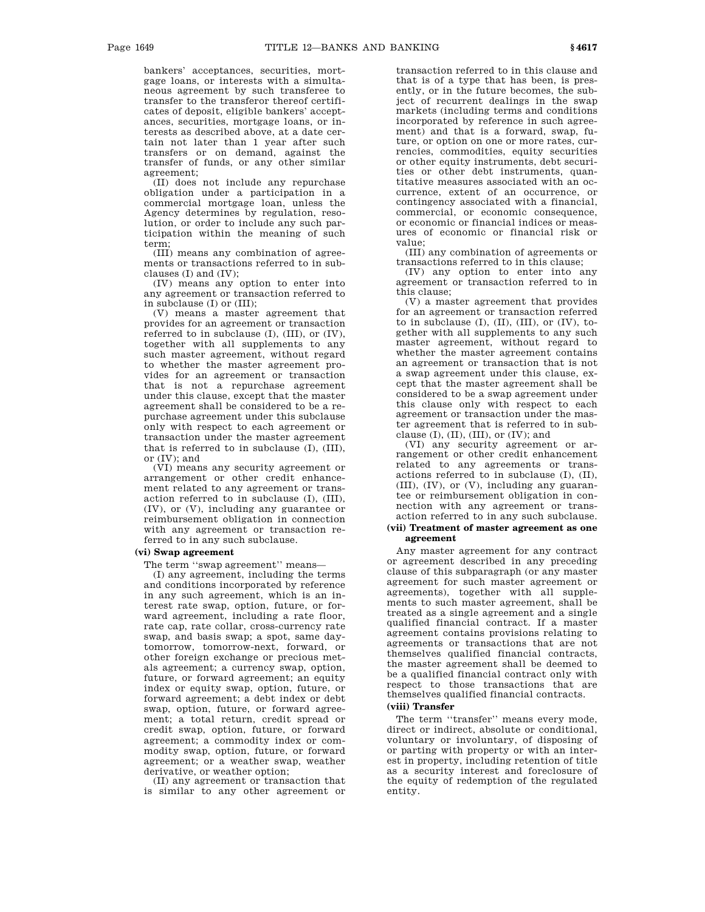bankers' acceptances, securities, mortgage loans, or interests with a simultaneous agreement by such transferee to transfer to the transferor thereof certificates of deposit, eligible bankers' acceptances, securities, mortgage loans, or interests as described above, at a date certain not later than 1 year after such transfers or on demand, against the transfer of funds, or any other similar agreement;

(II) does not include any repurchase obligation under a participation in a commercial mortgage loan, unless the Agency determines by regulation, resolution, or order to include any such participation within the meaning of such term;

(III) means any combination of agreements or transactions referred to in subclauses (I) and (IV);

(IV) means any option to enter into any agreement or transaction referred to in subclause (I) or (III);

(V) means a master agreement that provides for an agreement or transaction referred to in subclause (I), (III), or (IV), together with all supplements to any such master agreement, without regard to whether the master agreement provides for an agreement or transaction that is not a repurchase agreement under this clause, except that the master agreement shall be considered to be a repurchase agreement under this subclause only with respect to each agreement or transaction under the master agreement that is referred to in subclause (I), (III), or (IV); and

(VI) means any security agreement or arrangement or other credit enhancement related to any agreement or transaction referred to in subclause (I), (III), (IV), or (V), including any guarantee or reimbursement obligation in connection with any agreement or transaction referred to in any such subclause.

**(vi) Swap agreement**

The term ''swap agreement'' means—

(I) any agreement, including the terms and conditions incorporated by reference in any such agreement, which is an interest rate swap, option, future, or forward agreement, including a rate floor, rate cap, rate collar, cross-currency rate swap, and basis swap; a spot, same day-tomorrow, tomorrow-next, forward, or other foreign exchange or precious metals agreement; a currency swap, option, future, or forward agreement; an equity index or equity swap, option, future, or forward agreement; a debt index or debt swap, option, future, or forward agreement; a total return, credit spread or credit swap, option, future, or forward agreement; a commodity index or commodity swap, option, future, or forward agreement; or a weather swap, weather derivative, or weather option;

(II) any agreement or transaction that is similar to any other agreement or transaction referred to in this clause and that is of a type that has been, is presently, or in the future becomes, the subject of recurrent dealings in the swap markets (including terms and conditions incorporated by reference in such agreement) and that is a forward, swap, future, or option on one or more rates, currencies, commodities, equity securities or other equity instruments, debt securities or other debt instruments, quantitative measures associated with an occurrence, extent of an occurrence, or contingency associated with a financial, commercial, or economic consequence, or economic or financial indices or measures of economic or financial risk or value;

(III) any combination of agreements or transactions referred to in this clause;

(IV) any option to enter into any agreement or transaction referred to in this clause;

(V) a master agreement that provides for an agreement or transaction referred to in subclause (I), (II), (III), or (IV), together with all supplements to any such master agreement, without regard to whether the master agreement contains an agreement or transaction that is not a swap agreement under this clause, except that the master agreement shall be considered to be a swap agreement under this clause only with respect to each agreement or transaction under the master agreement that is referred to in subclause (I), (II), (III), or (IV); and

(VI) any security agreement or arrangement or other credit enhancement related to any agreements or transactions referred to in subclause (I), (II), (III), (IV), or (V), including any guarantee or reimbursement obligation in connection with any agreement or transaction referred to in any such subclause.

**(vii) Treatment of master agreement as one agreement**

Any master agreement for any contract or agreement described in any preceding clause of this subparagraph (or any master agreement for such master agreement or agreements), together with all supplements to such master agreement, shall be treated as a single agreement and a single qualified financial contract. If a master agreement contains provisions relating to agreements or transactions that are not themselves qualified financial contracts, the master agreement shall be deemed to be a qualified financial contract only with respect to those transactions that are themselves qualified financial contracts.

**(viii) Transfer**

The term ''transfer'' means every mode, direct or indirect, absolute or conditional, voluntary or involuntary, of disposing of or parting with property or with an interest in property, including retention of title as a security interest and foreclosure of the equity of redemption of the regulated entity.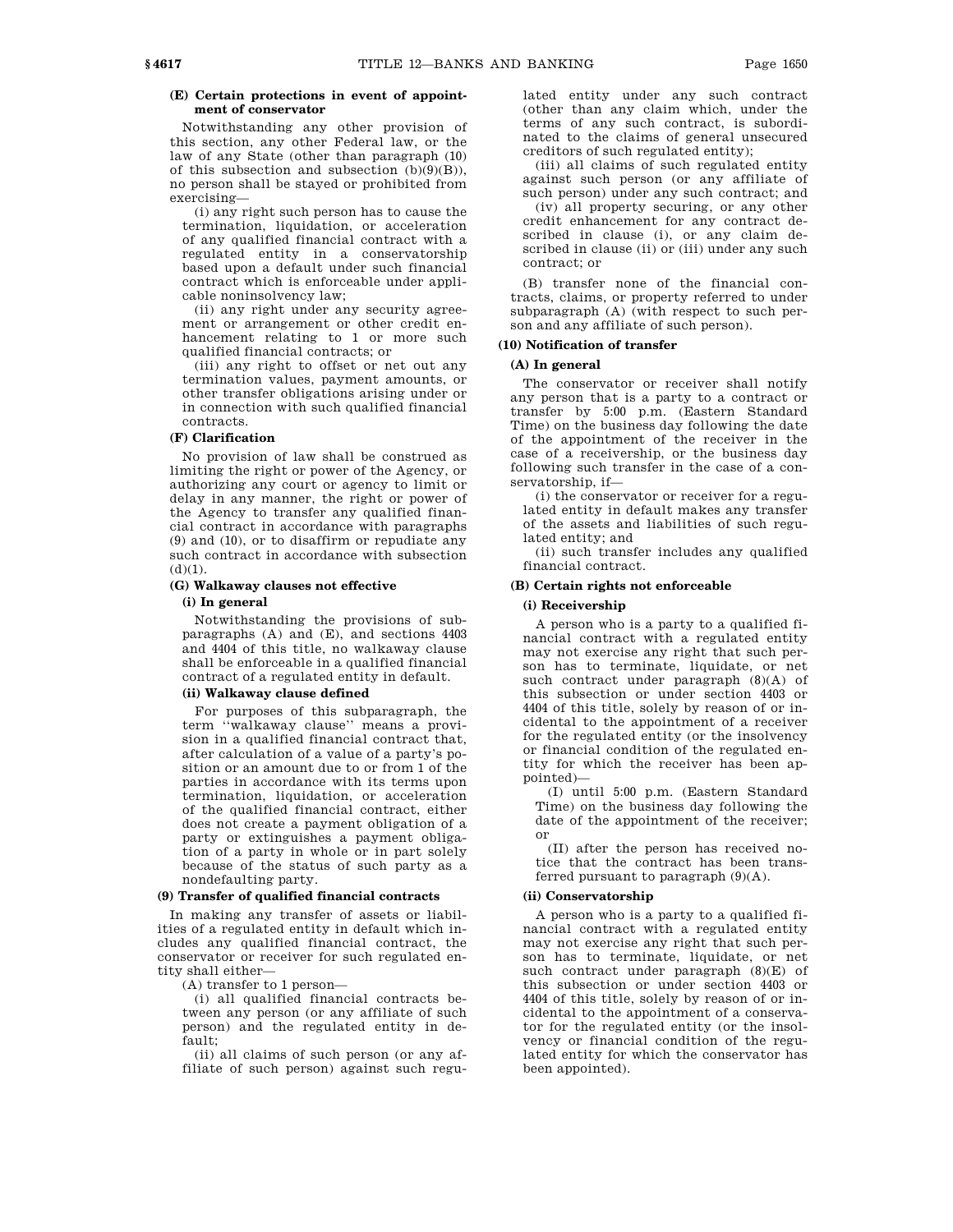#### (E) Certain protections in event of appointment of conservator

Notwithstanding any other provision of this section, any other Federal law, or the law of any State (other than paragraph (10) of this subsection and subsection (b)(9)(B)), no person shall be stayed or prohibited from exercising—

(i) any right such person has to cause the termination, liquidation, or acceleration of any qualified financial contract with a regulated entity in a conservatorship based upon a default under such financial contract which is enforceable under applicable noninsolvency law;

(ii) any right under any security agreement or arrangement or other credit enhancement relating to 1 or more such qualified financial contracts; or

(iii) any right to offset or net out any termination values, payment amounts, or other transfer obligations arising under or in connection with such qualified financial contracts.

#### (F) Clarification

No provision of law shall be construed as limiting the right or power of the Agency, or authorizing any court or agency to limit or delay in any manner, the right or power of the Agency to transfer any qualified financial contract in accordance with paragraphs (9) and (10), or to disaffirm or repudiate any such contract in accordance with subsection (d)(1).

#### (G) Walkaway clauses not effective

##### (i) In general

Notwithstanding the provisions of subparagraphs (A) and (E), and sections 4403 and 4404 of this title, no walkaway clause shall be enforceable in a qualified financial contract of a regulated entity in default.

##### (ii) Walkaway clause defined

For purposes of this subparagraph, the term ''walkaway clause'' means a provision in a qualified financial contract that, after calculation of a value of a party's position or an amount due to or from 1 of the parties in accordance with its terms upon termination, liquidation, or acceleration of the qualified financial contract, either does not create a payment obligation of a party or extinguishes a payment obligation of a party in whole or in part solely because of the status of such party as a nondefaulting party.

### (9) Transfer of qualified financial contracts

In making any transfer of assets or liabilities of a regulated entity in default which includes any qualified financial contract, the conservator or receiver for such regulated entity shall either—

(A) transfer to 1 person—

(i) all qualified financial contracts between any person (or any affiliate of such person) and the regulated entity in default;

(ii) all claims of such person (or any affiliate of such person) against such regulated entity under any such contract (other than any claim which, under the terms of any such contract, is subordinated to the claims of general unsecured creditors of such regulated entity);

(iii) all claims of such regulated entity against such person (or any affiliate of such person) under any such contract; and

(iv) all property securing, or any other credit enhancement for any contract described in clause (i), or any claim described in clause (ii) or (iii) under any such contract; or

(B) transfer none of the financial contracts, claims, or property referred to under subparagraph (A) (with respect to such person and any affiliate of such person).

### (10) Notification of transfer

#### (A) In general

The conservator or receiver shall notify any person that is a party to a contract or transfer by 5:00 p.m. (Eastern Standard Time) on the business day following the date of the appointment of the receiver in the case of a receivership, or the business day following such transfer in the case of a conservatorship, if—

(i) the conservator or receiver for a regulated entity in default makes any transfer of the assets and liabilities of such regulated entity; and

(ii) such transfer includes any qualified financial contract.

#### (B) Certain rights not enforceable

##### (i) Receivership

A person who is a party to a qualified financial contract with a regulated entity may not exercise any right that such person has to terminate, liquidate, or net such contract under paragraph (8)(A) of this subsection or under section 4403 or 4404 of this title, solely by reason of or incidental to the appointment of a receiver for the regulated entity (or the insolvency or financial condition of the regulated entity for which the receiver has been appointed)—

(I) until 5:00 p.m. (Eastern Standard Time) on the business day following the date of the appointment of the receiver; or

(II) after the person has received notice that the contract has been transferred pursuant to paragraph (9)(A).

##### (ii) Conservatorship

A person who is a party to a qualified financial contract with a regulated entity may not exercise any right that such person has to terminate, liquidate, or net such contract under paragraph (8)(E) of this subsection or under section 4403 or 4404 of this title, solely by reason of or incidental to the appointment of a conservator for the regulated entity (or the insolvency or financial condition of the regulated entity for which the conservator has been appointed).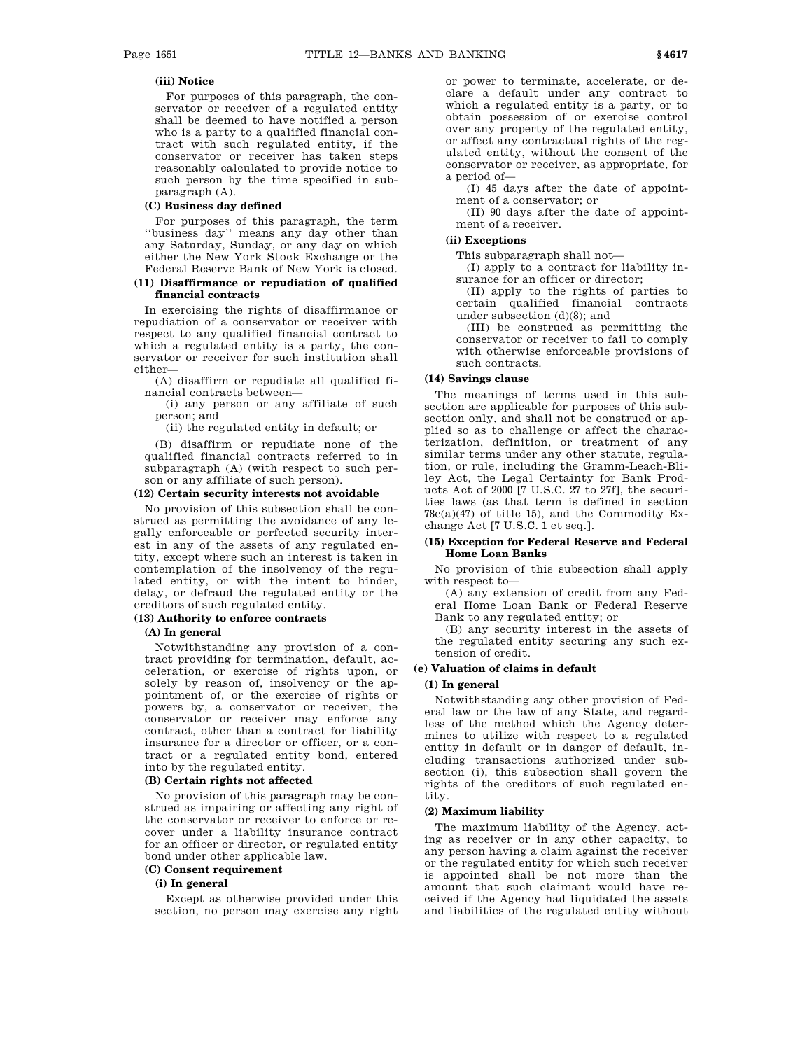**(iii) Notice**

For purposes of this paragraph, the conservator or receiver of a regulated entity shall be deemed to have notified a person who is a party to a qualified financial contract with such regulated entity, if the conservator or receiver has taken steps reasonably calculated to provide notice to such person by the time specified in subparagraph (A).

**(C) Business day defined**

For purposes of this paragraph, the term ''business day'' means any day other than any Saturday, Sunday, or any day on which either the New York Stock Exchange or the Federal Reserve Bank of New York is closed.

**(11) Disaffirmance or repudiation of qualified financial contracts**

In exercising the rights of disaffirmance or repudiation of a conservator or receiver with respect to any qualified financial contract to which a regulated entity is a party, the conservator or receiver for such institution shall either—

(A) disaffirm or repudiate all qualified financial contracts between—

(i) any person or any affiliate of such person; and

(ii) the regulated entity in default; or

(B) disaffirm or repudiate none of the qualified financial contracts referred to in subparagraph (A) (with respect to such person or any affiliate of such person).

**(12) Certain security interests not avoidable**

No provision of this subsection shall be construed as permitting the avoidance of any legally enforceable or perfected security interest in any of the assets of any regulated entity, except where such an interest is taken in contemplation of the insolvency of the regulated entity, or with the intent to hinder, delay, or defraud the regulated entity or the creditors of such regulated entity.

**(13) Authority to enforce contracts**

**(A) In general**

Notwithstanding any provision of a contract providing for termination, default, acceleration, or exercise of rights upon, or solely by reason of, insolvency or the appointment of, or the exercise of rights or powers by, a conservator or receiver, the conservator or receiver may enforce any contract, other than a contract for liability insurance for a director or officer, or a contract or a regulated entity bond, entered into by the regulated entity.

**(B) Certain rights not affected**

No provision of this paragraph may be construed as impairing or affecting any right of the conservator or receiver to enforce or recover under a liability insurance contract for an officer or director, or regulated entity bond under other applicable law.

**(C) Consent requirement**

**(i) In general**

Except as otherwise provided under this section, no person may exercise any right or power to terminate, accelerate, or declare a default under any contract to which a regulated entity is a party, or to obtain possession of or exercise control over any property of the regulated entity, or affect any contractual rights of the regulated entity, without the consent of the conservator or receiver, as appropriate, for a period of—

(I) 45 days after the date of appointment of a conservator; or

(II) 90 days after the date of appointment of a receiver.

**(ii) Exceptions**

This subparagraph shall not—

(I) apply to a contract for liability insurance for an officer or director;

(II) apply to the rights of parties to certain qualified financial contracts under subsection (d)(8); and

(III) be construed as permitting the conservator or receiver to fail to comply with otherwise enforceable provisions of such contracts.

**(14) Savings clause**

The meanings of terms used in this subsection are applicable for purposes of this subsection only, and shall not be construed or applied so as to challenge or affect the characterization, definition, or treatment of any similar terms under any other statute, regulation, or rule, including the Gramm-Leach-Bliley Act, the Legal Certainty for Bank Products Act of 2000 [7 U.S.C. 27 to 27f], the securities laws (as that term is defined in section 78c(a)(47) of title 15), and the Commodity Exchange Act [7 U.S.C. 1 et seq.].

**(15) Exception for Federal Reserve and Federal Home Loan Banks**

No provision of this subsection shall apply with respect to—

(A) any extension of credit from any Federal Home Loan Bank or Federal Reserve Bank to any regulated entity; or

(B) any security interest in the assets of the regulated entity securing any such extension of credit.

**(e) Valuation of claims in default**

**(1) In general**

Notwithstanding any other provision of Federal law or the law of any State, and regardless of the method which the Agency determines to utilize with respect to a regulated entity in default or in danger of default, including transactions authorized under subsection (i), this subsection shall govern the rights of the creditors of such regulated entity.

**(2) Maximum liability**

The maximum liability of the Agency, acting as receiver or in any other capacity, to any person having a claim against the receiver or the regulated entity for which such receiver is appointed shall be not more than the amount that such claimant would have received if the Agency had liquidated the assets and liabilities of the regulated entity without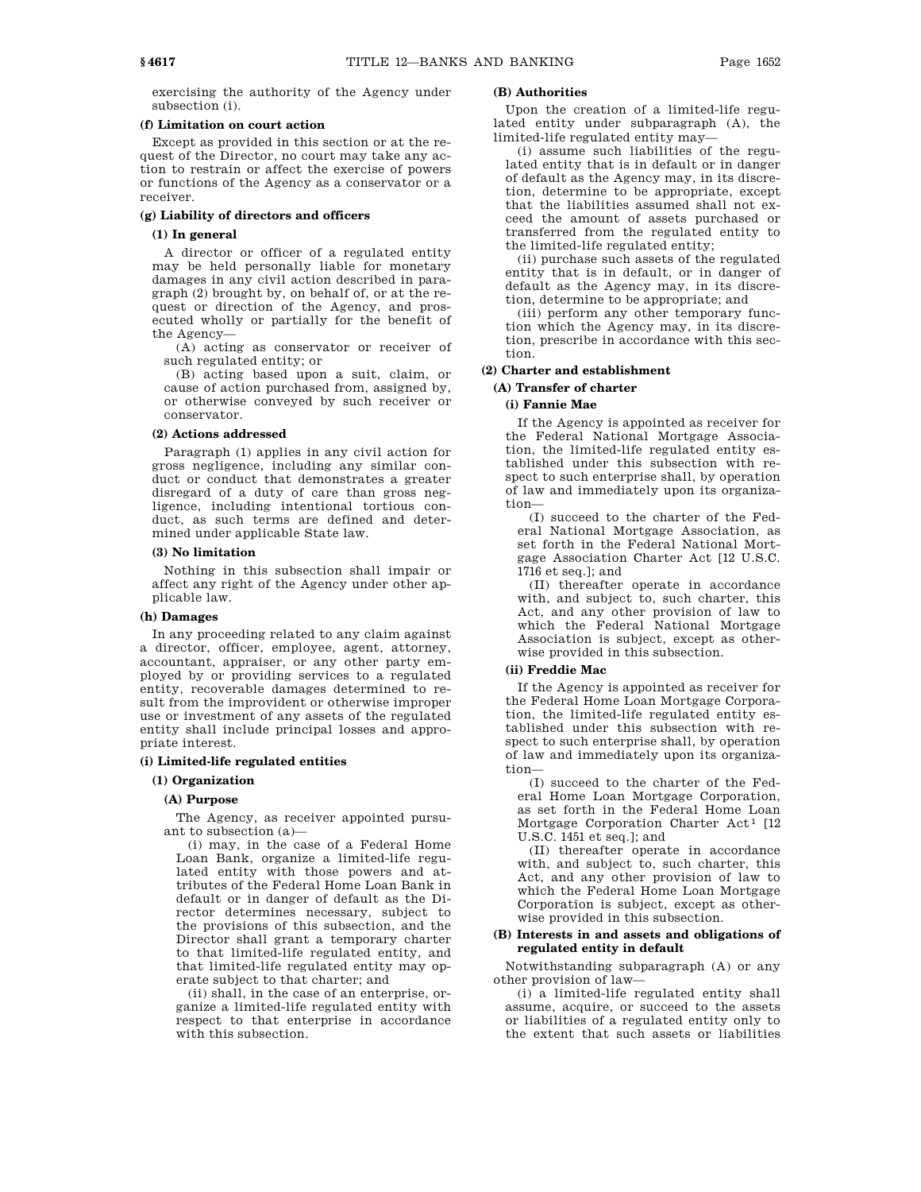exercising the authority of the Agency under subsection (i).

#### (f) Limitation on court action

Except as provided in this section or at the request of the Director, no court may take any action to restrain or affect the exercise of powers or functions of the Agency as a conservator or a receiver.

#### (g) Liability of directors and officers

##### (1) In general

A director or officer of a regulated entity may be held personally liable for monetary damages in any civil action described in paragraph (2) brought by, on behalf of, or at the request or direction of the Agency, and prosecuted wholly or partially for the benefit of the Agency—

(A) acting as conservator or receiver of such regulated entity; or

(B) acting based upon a suit, claim, or cause of action purchased from, assigned by, or otherwise conveyed by such receiver or conservator.

##### (2) Actions addressed

Paragraph (1) applies in any civil action for gross negligence, including any similar conduct or conduct that demonstrates a greater disregard of a duty of care than gross negligence, including intentional tortious conduct, as such terms are defined and determined under applicable State law.

##### (3) No limitation

Nothing in this subsection shall impair or affect any right of the Agency under other applicable law.

#### (h) Damages

In any proceeding related to any claim against a director, officer, employee, agent, attorney, accountant, appraiser, or any other party employed by or providing services to a regulated entity, recoverable damages determined to result from the improvident or otherwise improper use or investment of any assets of the regulated entity shall include principal losses and appropriate interest.

#### (i) Limited-life regulated entities

##### (1) Organization

###### (A) Purpose

The Agency, as receiver appointed pursuant to subsection (a)—

(i) may, in the case of a Federal Home Loan Bank, organize a limited-life regulated entity with those powers and attributes of the Federal Home Loan Bank in default or in danger of default as the Director determines necessary, subject to the provisions of this subsection, and the Director shall grant a temporary charter to that limited-life regulated entity, and that limited-life regulated entity may operate subject to that charter; and

(ii) shall, in the case of an enterprise, organize a limited-life regulated entity with respect to that enterprise in accordance with this subsection.

###### (B) Authorities

Upon the creation of a limited-life regulated entity under subparagraph (A), the limited-life regulated entity may—

(i) assume such liabilities of the regulated entity that is in default or in danger of default as the Agency may, in its discretion, determine to be appropriate, except that the liabilities assumed shall not exceed the amount of assets purchased or transferred from the regulated entity to the limited-life regulated entity;

(ii) purchase such assets of the regulated entity that is in default, or in danger of default as the Agency may, in its discretion, determine to be appropriate; and

(iii) perform any other temporary function which the Agency may, in its discretion, prescribe in accordance with this section.

##### (2) Charter and establishment

###### (A) Transfer of charter

###### (i) Fannie Mae

If the Agency is appointed as receiver for the Federal National Mortgage Association, the limited-life regulated entity established under this subsection with respect to such enterprise shall, by operation of law and immediately upon its organization—

(I) succeed to the charter of the Federal National Mortgage Association, as set forth in the Federal National Mortgage Association Charter Act [12 U.S.C. 1716 et seq.]; and

(II) thereafter operate in accordance with, and subject to, such charter, this Act, and any other provision of law to which the Federal National Mortgage Association is subject, except as otherwise provided in this subsection.

###### (ii) Freddie Mac

If the Agency is appointed as receiver for the Federal Home Loan Mortgage Corporation, the limited-life regulated entity established under this subsection with respect to such enterprise shall, by operation of law and immediately upon its organization—

(I) succeed to the charter of the Federal Home Loan Mortgage Corporation, as set forth in the Federal Home Loan Mortgage Corporation Charter Act[1] [12 U.S.C. 1451 et seq.]; and

(II) thereafter operate in accordance with, and subject to, such charter, this Act, and any other provision of law to which the Federal Home Loan Mortgage Corporation is subject, except as otherwise provided in this subsection.

###### (B) Interests in and assets and obligations of regulated entity in default

Notwithstanding subparagraph (A) or any other provision of law—

(i) a limited-life regulated entity shall assume, acquire, or succeed to the assets or liabilities of a regulated entity only to the extent that such assets or liabilities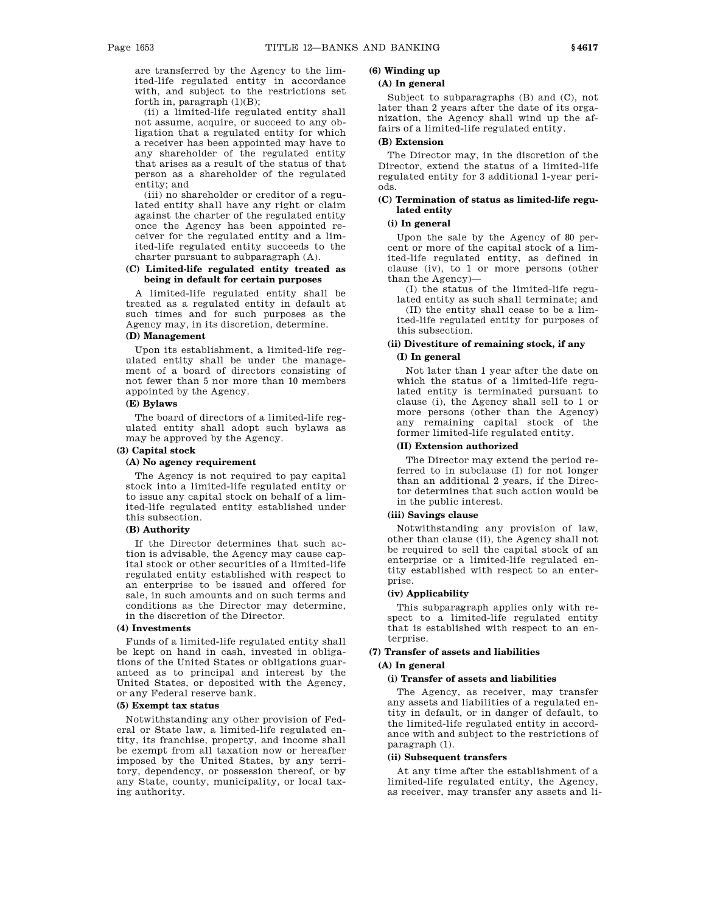are transferred by the Agency to the limited-life regulated entity in accordance with, and subject to the restrictions set forth in, paragraph (1)(B);

(ii) a limited-life regulated entity shall not assume, acquire, or succeed to any obligation that a regulated entity for which a receiver has been appointed may have to any shareholder of the regulated entity that arises as a result of the status of that person as a shareholder of the regulated entity; and

(iii) no shareholder or creditor of a regulated entity shall have any right or claim against the charter of the regulated entity once the Agency has been appointed receiver for the regulated entity and a limited-life regulated entity succeeds to the charter pursuant to subparagraph (A).

**(C) Limited-life regulated entity treated as being in default for certain purposes**

A limited-life regulated entity shall be treated as a regulated entity in default at such times and for such purposes as the Agency may, in its discretion, determine.

**(D) Management**

Upon its establishment, a limited-life regulated entity shall be under the management of a board of directors consisting of not fewer than 5 nor more than 10 members appointed by the Agency.

**(E) Bylaws**

The board of directors of a limited-life regulated entity shall adopt such bylaws as may be approved by the Agency.

**(3) Capital stock**

**(A) No agency requirement**

The Agency is not required to pay capital stock into a limited-life regulated entity or to issue any capital stock on behalf of a limited-life regulated entity established under this subsection.

**(B) Authority**

If the Director determines that such action is advisable, the Agency may cause capital stock or other securities of a limited-life regulated entity established with respect to an enterprise to be issued and offered for sale, in such amounts and on such terms and conditions as the Director may determine, in the discretion of the Director.

**(4) Investments**

Funds of a limited-life regulated entity shall be kept on hand in cash, invested in obligations of the United States or obligations guaranteed as to principal and interest by the United States, or deposited with the Agency, or any Federal reserve bank.

**(5) Exempt tax status**

Notwithstanding any other provision of Federal or State law, a limited-life regulated entity, its franchise, property, and income shall be exempt from all taxation now or hereafter imposed by the United States, by any territory, dependency, or possession thereof, or by any State, county, municipality, or local taxing authority.

**(6) Winding up**

**(A) In general**

Subject to subparagraphs (B) and (C), not later than 2 years after the date of its organization, the Agency shall wind up the affairs of a limited-life regulated entity.

**(B) Extension**

The Director may, in the discretion of the Director, extend the status of a limited-life regulated entity for 3 additional 1-year periods.

**(C) Termination of status as limited-life regulated entity**

**(i) In general**

Upon the sale by the Agency of 80 percent or more of the capital stock of a limited-life regulated entity, as defined in clause (iv), to 1 or more persons (other than the Agency)—

(I) the status of the limited-life regulated entity as such shall terminate; and

(II) the entity shall cease to be a limited-life regulated entity for purposes of this subsection.

**(ii) Divestiture of remaining stock, if any**

**(I) In general**

Not later than 1 year after the date on which the status of a limited-life regulated entity is terminated pursuant to clause (i), the Agency shall sell to 1 or more persons (other than the Agency) any remaining capital stock of the former limited-life regulated entity.

**(II) Extension authorized**

The Director may extend the period referred to in subclause (I) for not longer than an additional 2 years, if the Director determines that such action would be in the public interest.

**(iii) Savings clause**

Notwithstanding any provision of law, other than clause (ii), the Agency shall not be required to sell the capital stock of an enterprise or a limited-life regulated entity established with respect to an enterprise.

**(iv) Applicability**

This subparagraph applies only with respect to a limited-life regulated entity that is established with respect to an enterprise.

**(7) Transfer of assets and liabilities**

**(A) In general**

**(i) Transfer of assets and liabilities**

The Agency, as receiver, may transfer any assets and liabilities of a regulated entity in default, or in danger of default, to the limited-life regulated entity in accordance with and subject to the restrictions of paragraph (1).

**(ii) Subsequent transfers**

At any time after the establishment of a limited-life regulated entity, the Agency, as receiver, may transfer any assets and li-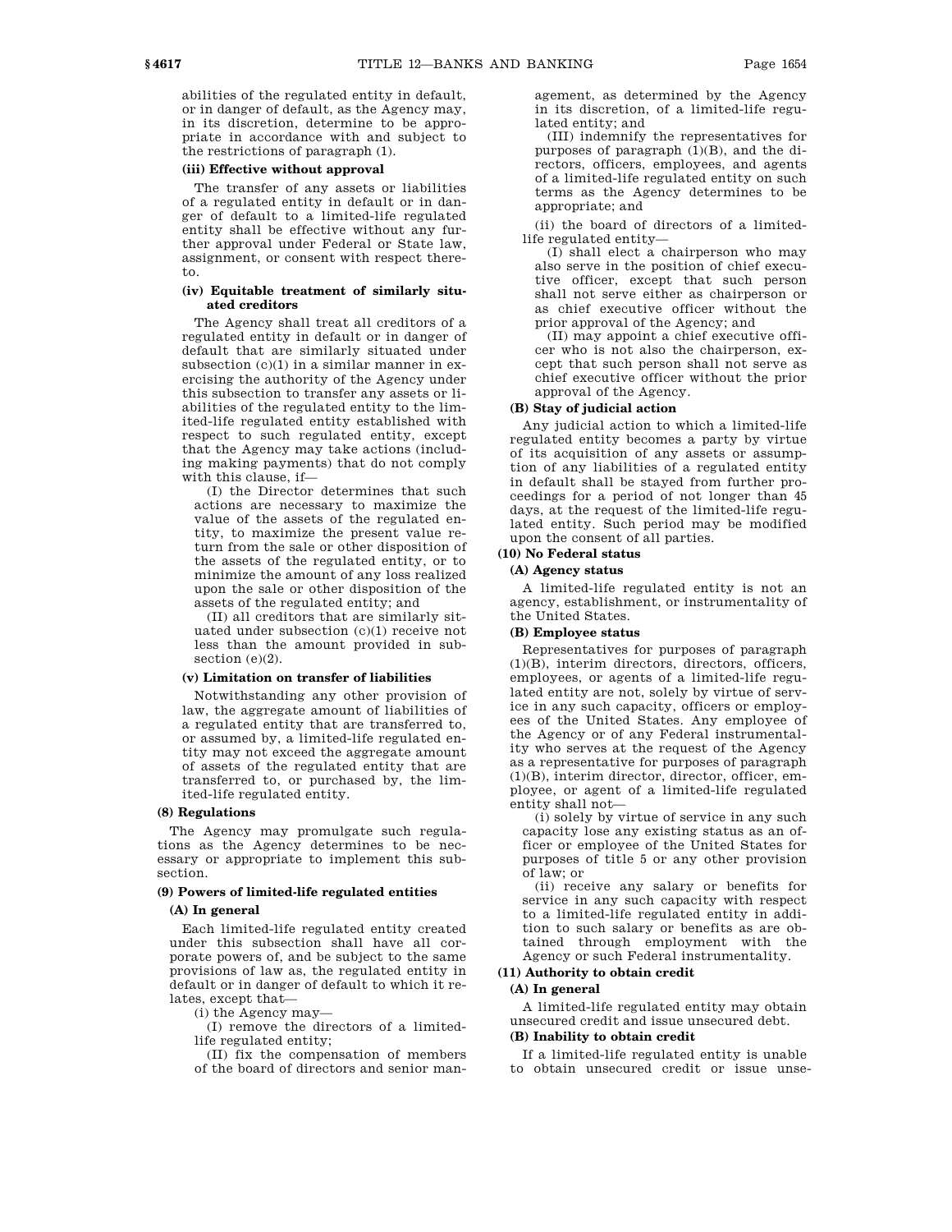abilities of the regulated entity in default, or in danger of default, as the Agency may, in its discretion, determine to be appropriate in accordance with and subject to the restrictions of paragraph (1).

**(iii) Effective without approval**

The transfer of any assets or liabilities of a regulated entity in default or in danger of default to a limited-life regulated entity shall be effective without any further approval under Federal or State law, assignment, or consent with respect thereto.

**(iv) Equitable treatment of similarly situated creditors**

The Agency shall treat all creditors of a regulated entity in default or in danger of default that are similarly situated under subsection (c)(1) in a similar manner in exercising the authority of the Agency under this subsection to transfer any assets or liabilities of the regulated entity to the limited-life regulated entity established with respect to such regulated entity, except that the Agency may take actions (including making payments) that do not comply with this clause, if—

(I) the Director determines that such actions are necessary to maximize the value of the assets of the regulated entity, to maximize the present value return from the sale or other disposition of the assets of the regulated entity, or to minimize the amount of any loss realized upon the sale or other disposition of the assets of the regulated entity; and

(II) all creditors that are similarly situated under subsection (c)(1) receive not less than the amount provided in subsection (e)(2).

**(v) Limitation on transfer of liabilities**

Notwithstanding any other provision of law, the aggregate amount of liabilities of a regulated entity that are transferred to, or assumed by, a limited-life regulated entity may not exceed the aggregate amount of assets of the regulated entity that are transferred to, or purchased by, the limited-life regulated entity.

**(8) Regulations**

The Agency may promulgate such regulations as the Agency determines to be necessary or appropriate to implement this subsection.

**(9) Powers of limited-life regulated entities**

**(A) In general**

Each limited-life regulated entity created under this subsection shall have all corporate powers of, and be subject to the same provisions of law as, the regulated entity in default or in danger of default to which it relates, except that—

(i) the Agency may—

(I) remove the directors of a limited-life regulated entity;

(II) fix the compensation of members of the board of directors and senior management, as determined by the Agency in its discretion, of a limited-life regulated entity; and

(III) indemnify the representatives for purposes of paragraph (1)(B), and the directors, officers, employees, and agents of a limited-life regulated entity on such terms as the Agency determines to be appropriate; and

(ii) the board of directors of a limited-life regulated entity—

(I) shall elect a chairperson who may also serve in the position of chief executive officer, except that such person shall not serve either as chairperson or as chief executive officer without the prior approval of the Agency; and

(II) may appoint a chief executive officer who is not also the chairperson, except that such person shall not serve as chief executive officer without the prior approval of the Agency.

**(B) Stay of judicial action**

Any judicial action to which a limited-life regulated entity becomes a party by virtue of its acquisition of any assets or assumption of any liabilities of a regulated entity in default shall be stayed from further proceedings for a period of not longer than 45 days, at the request of the limited-life regulated entity. Such period may be modified upon the consent of all parties.

**(10) No Federal status**

**(A) Agency status**

A limited-life regulated entity is not an agency, establishment, or instrumentality of the United States.

**(B) Employee status**

Representatives for purposes of paragraph (1)(B), interim directors, directors, officers, employees, or agents of a limited-life regulated entity are not, solely by virtue of service in any such capacity, officers or employees of the United States. Any employee of the Agency or of any Federal instrumentality who serves at the request of the Agency as a representative for purposes of paragraph (1)(B), interim director, director, officer, employee, or agent of a limited-life regulated entity shall not—

(i) solely by virtue of service in any such capacity lose any existing status as an officer or employee of the United States for purposes of title 5 or any other provision of law; or

(ii) receive any salary or benefits for service in any such capacity with respect to a limited-life regulated entity in addition to such salary or benefits as are obtained through employment with the Agency or such Federal instrumentality.

**(11) Authority to obtain credit**

**(A) In general**

A limited-life regulated entity may obtain unsecured credit and issue unsecured debt.

**(B) Inability to obtain credit**

If a limited-life regulated entity is unable to obtain unsecured credit or issue unse-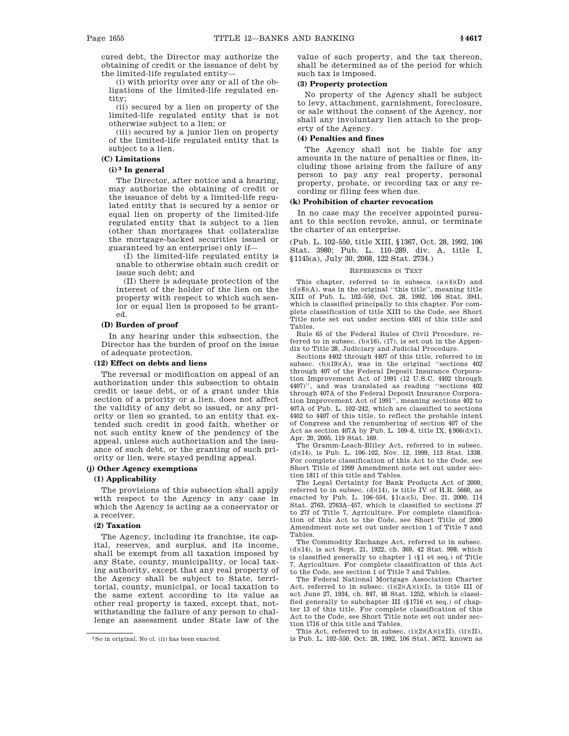cured debt, the Director may authorize the obtaining of credit or the issuance of debt by the limited-life regulated entity—

(i) with priority over any or all of the obligations of the limited-life regulated entity;

(ii) secured by a lien on property of the limited-life regulated entity that is not otherwise subject to a lien; or

(iii) secured by a junior lien on property of the limited-life regulated entity that is subject to a lien.

#### (C) Limitations

##### (i)[3] In general

The Director, after notice and a hearing, may authorize the obtaining of credit or the issuance of debt by a limited-life regulated entity that is secured by a senior or equal lien on property of the limited-life regulated entity that is subject to a lien (other than mortgages that collateralize the mortgage-backed securities issued or guaranteed by an enterprise) only if—

(I) the limited-life regulated entity is unable to otherwise obtain such credit or issue such debt; and

(II) there is adequate protection of the interest of the holder of the lien on the property with respect to which such senior or equal lien is proposed to be granted.

#### (D) Burden of proof

In any hearing under this subsection, the Director has the burden of proof on the issue of adequate protection.

### (12) Effect on debts and liens

The reversal or modification on appeal of an authorization under this subsection to obtain credit or issue debt, or of a grant under this section of a priority or a lien, does not affect the validity of any debt so issued, or any priority or lien so granted, to an entity that extended such credit in good faith, whether or not such entity knew of the pendency of the appeal, unless such authorization and the issuance of such debt, or the granting of such priority or lien, were stayed pending appeal.

## (j) Other Agency exemptions

### (1) Applicability

The provisions of this subsection shall apply with respect to the Agency in any case in which the Agency is acting as a conservator or a receiver.

### (2) Taxation

The Agency, including its franchise, its capital, reserves, and surplus, and its income, shall be exempt from all taxation imposed by any State, county, municipality, or local taxing authority, except that any real property of the Agency shall be subject to State, territorial, county, municipal, or local taxation to the same extent according to its value as other real property is taxed, except that, notwithstanding the failure of any person to challenge an assessment under State law of the value of such property, and the tax thereon, shall be determined as of the period for which such tax is imposed.

### (3) Property protection

No property of the Agency shall be subject to levy, attachment, garnishment, foreclosure, or sale without the consent of the Agency, nor shall any involuntary lien attach to the property of the Agency.

### (4) Penalties and fines

The Agency shall not be liable for any amounts in the nature of penalties or fines, including those arising from the failure of any person to pay any real property, personal property, probate, or recording tax or any recording or filing fees when due.

## (k) Prohibition of charter revocation

In no case may the receiver appointed pursuant to this section revoke, annul, or terminate the charter of an enterprise.

(Pub. L. 102–550, title XIII, §1367, Oct. 28, 1992, 106 Stat. 3980; Pub. L. 110–289, div. A, title I, §1145(a), July 30, 2008, 122 Stat. 2734.)

REFERENCES IN TEXT

This chapter, referred to in subsecs. (a)(4)(D) and (d)(8)(A), was in the original "this title", meaning title XIII of Pub. L. 102–550, Oct. 28, 1992, 106 Stat. 3941, which is classified principally to this chapter. For complete classification of title XIII to the Code, see Short Title note set out under section 4501 of this title and Tables.

Rule 65 of the Federal Rules of Civil Procedure, referred to in subsec. (b)(16), (17), is set out in the Appendix to Title 28, Judiciary and Judicial Procedure.

Sections 4402 through 4407 of this title, referred to in subsec. (b)(19)(A), was in the original "sections 402 through 407 of the Federal Deposit Insurance Corporation Improvement Act of 1991 (12 U.S.C. 4402 through 4407)", and was translated as reading "sections 402 through 407A of the Federal Deposit Insurance Corporation Improvement Act of 1991", meaning sections 402 to 407A of Pub. L. 102–242, which are classified to sections 4402 to 4407 of this title, to reflect the probable intent of Congress and the renumbering of section 407 of the Act as section 407A by Pub. L. 109–8, title IX, §906(d)(1), Apr. 20, 2005, 119 Stat. 169.

The Gramm-Leach-Bliley Act, referred to in subsec. (d)(14), is Pub. L. 106–102, Nov. 12, 1999, 113 Stat. 1338. For complete classification of this Act to the Code, see Short Title of 1999 Amendment note set out under section 1811 of this title and Tables.

The Legal Certainty for Bank Products Act of 2000, referred to in subsec. (d)(14), is title IV of H.R. 5660, as enacted by Pub. L. 106–554, §1(a)(5), Dec. 21, 2000, 114 Stat. 2763, 2763A–457, which is classified to sections 27 to 27f of Title 7, Agriculture. For complete classification of this Act to the Code, see Short Title of 2000 Amendment note set out under section 1 of Title 7 and Tables.

The Commodity Exchange Act, referred to in subsec. (d)(14), is act Sept. 21, 1922, ch. 369, 42 Stat. 998, which is classified generally to chapter 1 (§1 et seq.) of Title 7, Agriculture. For complete classification of this Act to the Code, see section 1 of Title 7 and Tables.

The Federal National Mortgage Association Charter Act, referred to in subsec. (i)(2)(A)(i)(I), is title III of act June 27, 1934, ch. 847, 48 Stat. 1252, which is classified generally to subchapter III (§1716 et seq.) of chapter 13 of this title. For complete classification of this Act to the Code, see Short Title note set out under section 1716 of this title and Tables.

This Act, referred to in subsec. (i)(2)(A)(i)(II), (ii)(II), is Pub. L. 102–550, Oct. 28, 1992, 106 Stat. 3672, known as

---

[3] So in original. No cl. (ii) has been enacted.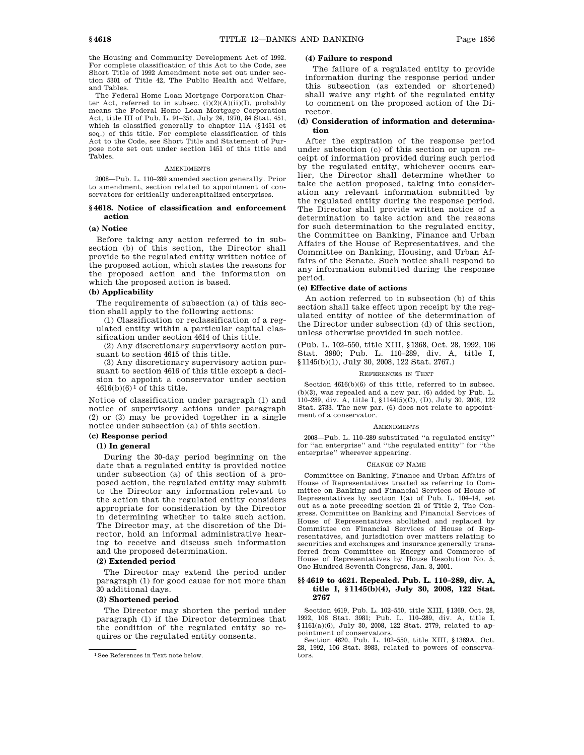the Housing and Community Development Act of 1992. For complete classification of this Act to the Code, see Short Title of 1992 Amendment note set out under section 5301 of Title 42, The Public Health and Welfare, and Tables.

The Federal Home Loan Mortgage Corporation Charter Act, referred to in subsec. (i)(2)(A)(ii)(I), probably means the Federal Home Loan Mortgage Corporation Act, title III of Pub. L. 91–351, July 24, 1970, 84 Stat. 451, which is classified generally to chapter 11A (§1451 et seq.) of this title. For complete classification of this Act to the Code, see Short Title and Statement of Purpose note set out under section 1451 of this title and Tables.

AMENDMENTS

2008—Pub. L. 110–289 amended section generally. Prior to amendment, section related to appointment of conservators for critically undercapitalized enterprises.

## §4618. Notice of classification and enforcement action

### (a) Notice

Before taking any action referred to in subsection (b) of this section, the Director shall provide to the regulated entity written notice of the proposed action, which states the reasons for the proposed action and the information on which the proposed action is based.

### (b) Applicability

The requirements of subsection (a) of this section shall apply to the following actions:

(1) Classification or reclassification of a regulated entity within a particular capital classification under section 4614 of this title.

(2) Any discretionary supervisory action pursuant to section 4615 of this title.

(3) Any discretionary supervisory action pursuant to section 4616 of this title except a decision to appoint a conservator under section 4616(b)(6)[1] of this title.

Notice of classification under paragraph (1) and notice of supervisory actions under paragraph (2) or (3) may be provided together in a single notice under subsection (a) of this section.

### (c) Response period

#### (1) In general

During the 30-day period beginning on the date that a regulated entity is provided notice under subsection (a) of this section of a proposed action, the regulated entity may submit to the Director any information relevant to the action that the regulated entity considers appropriate for consideration by the Director in determining whether to take such action. The Director may, at the discretion of the Director, hold an informal administrative hearing to receive and discuss such information and the proposed determination.

#### (2) Extended period

The Director may extend the period under paragraph (1) for good cause for not more than 30 additional days.

#### (3) Shortened period

The Director may shorten the period under paragraph (1) if the Director determines that the condition of the regulated entity so requires or the regulated entity consents.

[1] See References in Text note below.

#### (4) Failure to respond

The failure of a regulated entity to provide information during the response period under this subsection (as extended or shortened) shall waive any right of the regulated entity to comment on the proposed action of the Director.

### (d) Consideration of information and determination

After the expiration of the response period under subsection (c) of this section or upon receipt of information provided during such period by the regulated entity, whichever occurs earlier, the Director shall determine whether to take the action proposed, taking into consideration any relevant information submitted by the regulated entity during the response period. The Director shall provide written notice of a determination to take action and the reasons for such determination to the regulated entity, the Committee on Banking, Finance and Urban Affairs of the House of Representatives, and the Committee on Banking, Housing, and Urban Affairs of the Senate. Such notice shall respond to any information submitted during the response period.

### (e) Effective date of actions

An action referred to in subsection (b) of this section shall take effect upon receipt by the regulated entity of notice of the determination of the Director under subsection (d) of this section, unless otherwise provided in such notice.

(Pub. L. 102–550, title XIII, §1368, Oct. 28, 1992, 106 Stat. 3980; Pub. L. 110–289, div. A, title I, §1145(b)(1), July 30, 2008, 122 Stat. 2767.)

REFERENCES IN TEXT

Section 4616(b)(6) of this title, referred to in subsec. (b)(3), was repealed and a new par. (6) added by Pub. L. 110–289, div. A, title I, §1144(5)(C), (D), July 30, 2008, 122 Stat. 2733. The new par. (6) does not relate to appointment of a conservator.

AMENDMENTS

2008—Pub. L. 110–289 substituted "a regulated entity" for "an enterprise" and "the regulated entity" for "the enterprise" wherever appearing.

CHANGE OF NAME

Committee on Banking, Finance and Urban Affairs of House of Representatives treated as referring to Committee on Banking and Financial Services of House of Representatives by section 1(a) of Pub. L. 104–14, set out as a note preceding section 21 of Title 2, The Congress. Committee on Banking and Financial Services of House of Representatives abolished and replaced by Committee on Financial Services of House of Representatives, and jurisdiction over matters relating to securities and exchanges and insurance generally transferred from Committee on Energy and Commerce of House of Representatives by House Resolution No. 5, One Hundred Seventh Congress, Jan. 3, 2001.

## §§4619 to 4621. Repealed. Pub. L. 110–289, div. A, title I, §1145(b)(4), July 30, 2008, 122 Stat. 2767

Section 4619, Pub. L. 102–550, title XIII, §1369, Oct. 28, 1992, 106 Stat. 3981; Pub. L. 110–289, div. A, title I, §1161(a)(6), July 30, 2008, 122 Stat. 2779, related to appointment of conservators.

Section 4620, Pub. L. 102–550, title XIII, §1369A, Oct. 28, 1992, 106 Stat. 3983, related to powers of conservators.